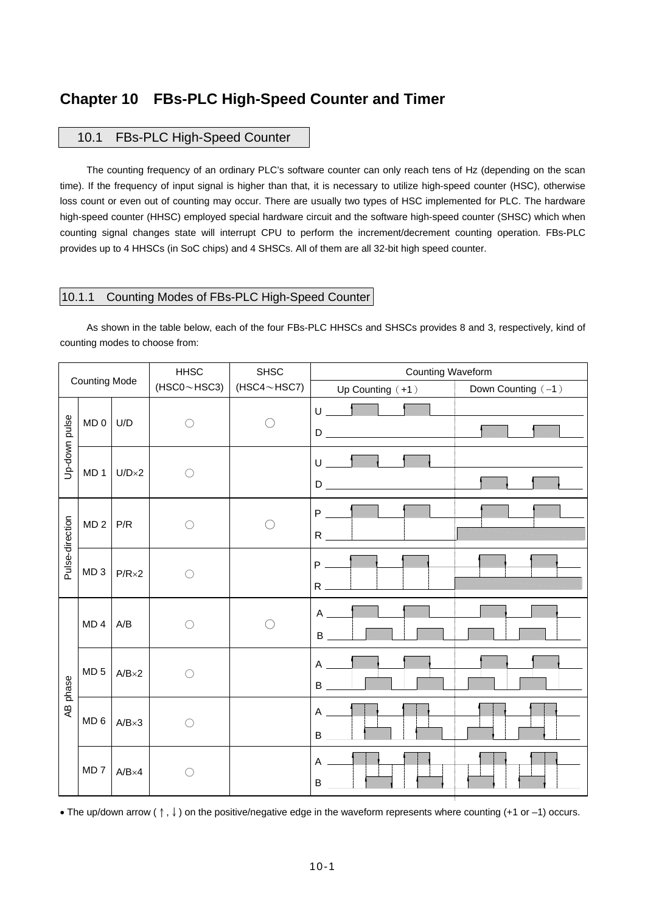# Chapter 10　FBs-PLC High-Speed Counter and Timer

## 10.1　FBs-PLC High-Speed Counter

The counting frequency of an ordinary PLC's software counter can only reach tens of Hz (depending on the scan time). If the frequency of input signal is higher than that, it is necessary to utilize high-speed counter (HSC), otherwise loss count or even out of counting may occur. There are usually two types of HSC implemented for PLC. The hardware high-speed counter (HHSC) employed special hardware circuit and the software high-speed counter (SHSC) which when counting signal changes state will interrupt CPU to perform the increment/decrement counting operation. FBs-PLC provides up to 4 HHSCs (in SoC chips) and 4 SHSCs. All of them are all 32-bit high speed counter.

### 10.1.1　Counting Modes of FBs-PLC High-Speed Counter

As shown in the table below, each of the four FBs-PLC HHSCs and SHSCs provides 8 and 3, respectively, kind of counting modes to choose from:

| Counting Mode | | | HHSC (HSC0～HSC3) | SHSC (HSC4～HSC7) | Counting Waveform: Up Counting（+1） | Counting Waveform: Down Counting（–1） |
|---|---|---|---|---|---|---|
| Up-down pulse | MD 0 | U/D | ○ | ○ | U, D | U, D |
| | MD 1 | U/D×2 | ○ | | U, D | U, D |
| Pulse-direction | MD 2 | P/R | ○ | ○ | P, R | P, R |
| | MD 3 | P/R×2 | ○ | | P, R | P, R |
| AB phase | MD 4 | A/B | ○ | ○ | A, B | A, B |
| | MD 5 | A/B×2 | ○ | | A, B | A, B |
| | MD 6 | A/B×3 | ○ | | A, B | A, B |
| | MD 7 | A/B×4 | ○ | | A, B | A, B |

- The up/down arrow ( ↑ , ↓ ) on the positive/negative edge in the waveform represents where counting (+1 or –1) occurs.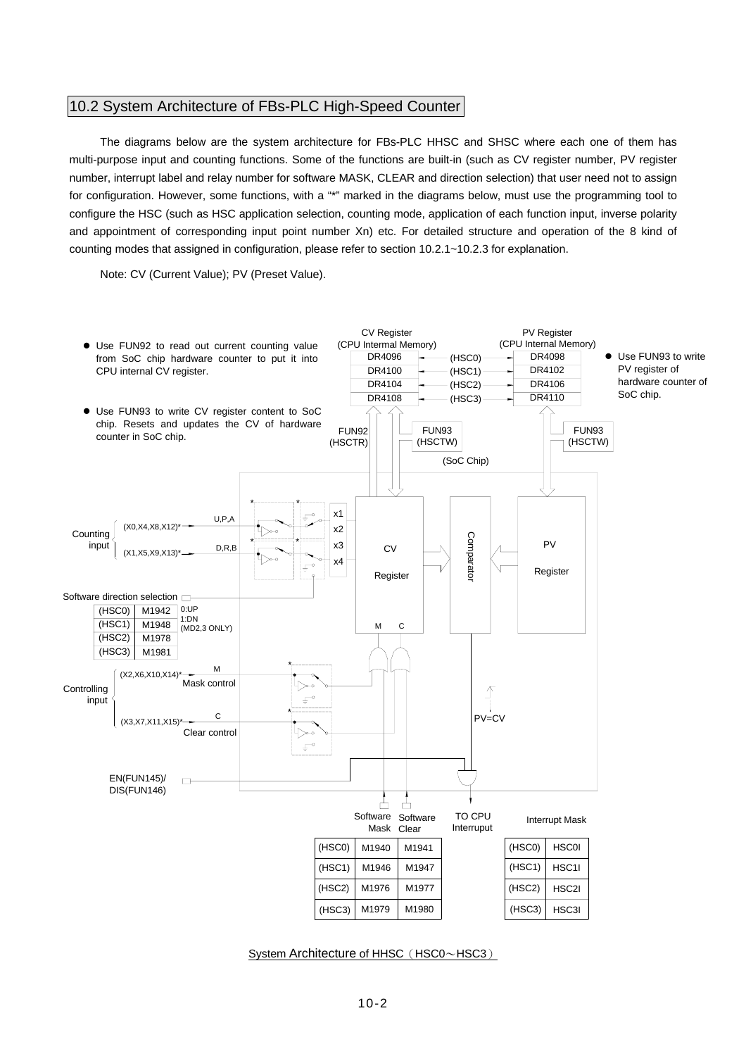## 10.2 System Architecture of FBs-PLC High-Speed Counter

The diagrams below are the system architecture for FBs-PLC HHSC and SHSC where each one of them has multi-purpose input and counting functions. Some of the functions are built-in (such as CV register number, PV register number, interrupt label and relay number for software MASK, CLEAR and direction selection) that user need not to assign for configuration. However, some functions, with a "*" marked in the diagrams below, must use the programming tool to configure the HSC (such as HSC application selection, counting mode, application of each function input, inverse polarity and appointment of corresponding input point number Xn) etc. For detailed structure and operation of the 8 kind of counting modes that assigned in configuration, please refer to section 10.2.1~10.2.3 for explanation.

Note: CV (Current Value); PV (Preset Value).

- Use FUN92 to read out current counting value from SoC chip hardware counter to put it into CPU internal CV register.
- Use FUN93 to write CV register content to SoC chip. Resets and updates the CV of hardware counter in SoC chip.
- Use FUN93 to write PV register of hardware counter of SoC chip.

| CV Register (CPU Internal Memory) | | PV Register (CPU Internal Memory) |
|---|---|---|
| DR4096 | (HSC0) | DR4098 |
| DR4100 | (HSC1) | DR4102 |
| DR4104 | (HSC2) | DR4106 |
| DR4108 | (HSC3) | DR4110 |

FUN92 (HSCTR) / FUN93 (HSCTW) / FUN93 (HSCTW) (SoC Chip)

Counting input: (X0,X4,X8,X12)* U,P,A; (X1,X5,X9,X13)* D,R,B → x1, x2, x3, x4 → CV Register → Comparator ← PV Register

Software direction selection (0:UP, 1:DN (MD2,3 ONLY)):

| | |
|---|---|
| (HSC0) | M1942 |
| (HSC1) | M1948 |
| (HSC2) | M1978 |
| (HSC3) | M1981 |

Controlling input: (X2,X6,X10,X14)* M Mask control; (X3,X7,X11,X15)* C Clear control

EN(FUN145)/ DIS(FUN146)

PV=CV → TO CPU Interruput

| | Software Mask | Software Clear |
|---|---|---|
| (HSC0) | M1940 | M1941 |
| (HSC1) | M1946 | M1947 |
| (HSC2) | M1976 | M1977 |
| (HSC3) | M1979 | M1980 |

| | Interrupt Mask |
|---|---|
| (HSC0) | HSC0I |
| (HSC1) | HSC1I |
| (HSC2) | HSC2I |
| (HSC3) | HSC3I |

System Architecture of HHSC（HSC0～HSC3）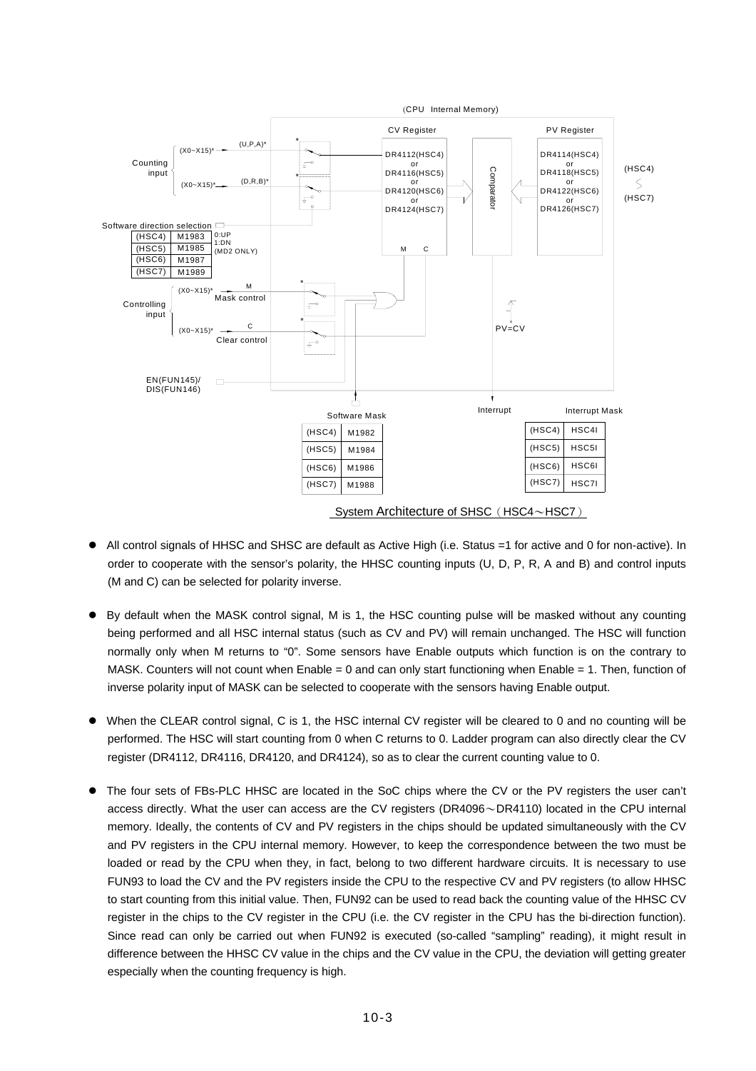(CPU Internal Memory)

CV Register: DR4112(HSC4) or DR4116(HSC5) or DR4120(HSC6) or DR4124(HSC7)

PV Register: DR4114(HSC4) or DR4118(HSC5) or DR4122(HSC6) or DR4126(HSC7)

(HSC4) ~ (HSC7)

Comparator

Counting input: (X0~X15)* (U,P,A)*; (X0~X15)* (D,R,B)*

Software direction selection

| (HSC4) | M1983 |
|---|---|
| (HSC5) | M1985 |
| (HSC6) | M1987 |
| (HSC7) | M1989 |

0:UP
1:DN
(MD2 ONLY)

Controlling input: (X0~X15)* M Mask control; (X0~X15)* C Clear control

PV=CV

EN(FUN145)/ DIS(FUN146)

Interrupt

Software Mask

| (HSC4) | M1982 |
|---|---|
| (HSC5) | M1984 |
| (HSC6) | M1986 |
| (HSC7) | M1988 |

Interrupt Mask

| (HSC4) | HSC4I |
|---|---|
| (HSC5) | HSC5I |
| (HSC6) | HSC6I |
| (HSC7) | HSC7I |

System Architecture of SHSC（HSC4～HSC7）

- All control signals of HHSC and SHSC are default as Active High (i.e. Status =1 for active and 0 for non-active). In order to cooperate with the sensor's polarity, the HHSC counting inputs (U, D, P, R, A and B) and control inputs (M and C) can be selected for polarity inverse.

- By default when the MASK control signal, M is 1, the HSC counting pulse will be masked without any counting being performed and all HSC internal status (such as CV and PV) will remain unchanged. The HSC will function normally only when M returns to "0". Some sensors have Enable outputs which function is on the contrary to MASK. Counters will not count when Enable = 0 and can only start functioning when Enable = 1. Then, function of inverse polarity input of MASK can be selected to cooperate with the sensors having Enable output.

- When the CLEAR control signal, C is 1, the HSC internal CV register will be cleared to 0 and no counting will be performed. The HSC will start counting from 0 when C returns to 0. Ladder program can also directly clear the CV register (DR4112, DR4116, DR4120, and DR4124), so as to clear the current counting value to 0.

- The four sets of FBs-PLC HHSC are located in the SoC chips where the CV or the PV registers the user can't access directly. What the user can access are the CV registers (DR4096～DR4110) located in the CPU internal memory. Ideally, the contents of CV and PV registers in the chips should be updated simultaneously with the CV and PV registers in the CPU internal memory. However, to keep the correspondence between the two must be loaded or read by the CPU when they, in fact, belong to two different hardware circuits. It is necessary to use FUN93 to load the CV and the PV registers inside the CPU to the respective CV and PV registers (to allow HHSC to start counting from this initial value. Then, FUN92 can be used to read back the counting value of the HHSC CV register in the chips to the CV register in the CPU (i.e. the CV register in the CPU has the bi-direction function). Since read can only be carried out when FUN92 is executed (so-called "sampling" reading), it might result in difference between the HHSC CV value in the chips and the CV value in the CPU, the deviation will getting greater especially when the counting frequency is high.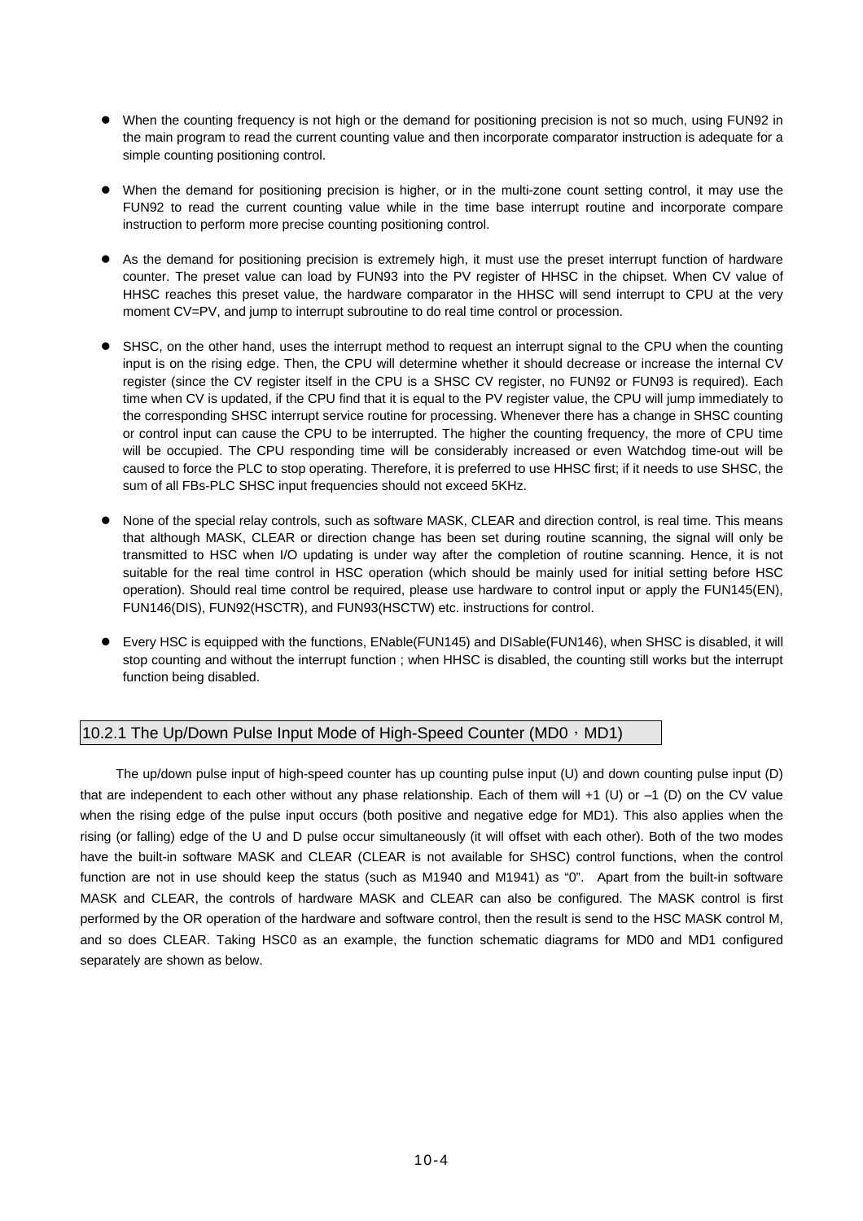- When the counting frequency is not high or the demand for positioning precision is not so much, using FUN92 in the main program to read the current counting value and then incorporate comparator instruction is adequate for a simple counting positioning control.

- When the demand for positioning precision is higher, or in the multi-zone count setting control, it may use the FUN92 to read the current counting value while in the time base interrupt routine and incorporate compare instruction to perform more precise counting positioning control.

- As the demand for positioning precision is extremely high, it must use the preset interrupt function of hardware counter. The preset value can load by FUN93 into the PV register of HHSC in the chipset. When CV value of HHSC reaches this preset value, the hardware comparator in the HHSC will send interrupt to CPU at the very moment CV=PV, and jump to interrupt subroutine to do real time control or procession.

- SHSC, on the other hand, uses the interrupt method to request an interrupt signal to the CPU when the counting input is on the rising edge. Then, the CPU will determine whether it should decrease or increase the internal CV register (since the CV register itself in the CPU is a SHSC CV register, no FUN92 or FUN93 is required). Each time when CV is updated, if the CPU find that it is equal to the PV register value, the CPU will jump immediately to the corresponding SHSC interrupt service routine for processing. Whenever there has a change in SHSC counting or control input can cause the CPU to be interrupted. The higher the counting frequency, the more of CPU time will be occupied. The CPU responding time will be considerably increased or even Watchdog time-out will be caused to force the PLC to stop operating. Therefore, it is preferred to use HHSC first; if it needs to use SHSC, the sum of all FBs-PLC SHSC input frequencies should not exceed 5KHz.

- None of the special relay controls, such as software MASK, CLEAR and direction control, is real time. This means that although MASK, CLEAR or direction change has been set during routine scanning, the signal will only be transmitted to HSC when I/O updating is under way after the completion of routine scanning. Hence, it is not suitable for the real time control in HSC operation (which should be mainly used for initial setting before HSC operation). Should real time control be required, please use hardware to control input or apply the FUN145(EN), FUN146(DIS), FUN92(HSCTR), and FUN93(HSCTW) etc. instructions for control.

- Every HSC is equipped with the functions, ENable(FUN145) and DISable(FUN146), when SHSC is disabled, it will stop counting and without the interrupt function ; when HHSC is disabled, the counting still works but the interrupt function being disabled.

### 10.2.1 The Up/Down Pulse Input Mode of High-Speed Counter (MD0，MD1)

The up/down pulse input of high-speed counter has up counting pulse input (U) and down counting pulse input (D) that are independent to each other without any phase relationship. Each of them will +1 (U) or –1 (D) on the CV value when the rising edge of the pulse input occurs (both positive and negative edge for MD1). This also applies when the rising (or falling) edge of the U and D pulse occur simultaneously (it will offset with each other). Both of the two modes have the built-in software MASK and CLEAR (CLEAR is not available for SHSC) control functions, when the control function are not in use should keep the status (such as M1940 and M1941) as "0". Apart from the built-in software MASK and CLEAR, the controls of hardware MASK and CLEAR can also be configured. The MASK control is first performed by the OR operation of the hardware and software control, then the result is send to the HSC MASK control M, and so does CLEAR. Taking HSC0 as an example, the function schematic diagrams for MD0 and MD1 configured separately are shown as below.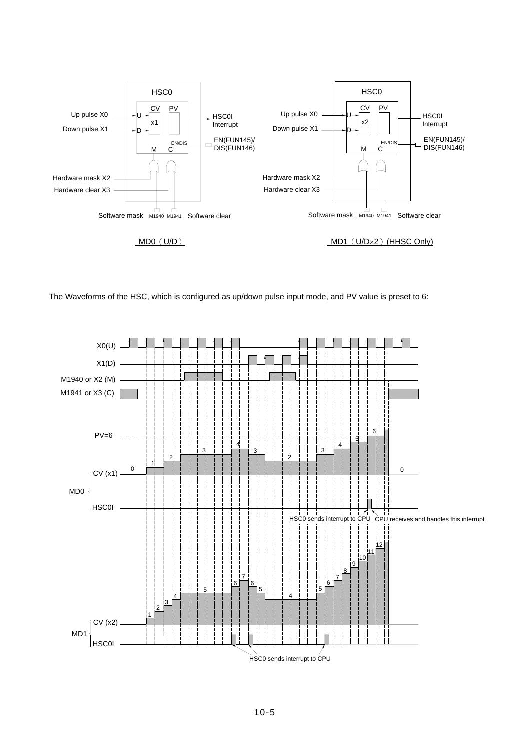HSC0

Up pulse X0 → U, Down pulse X1 → D, CV (x1), PV, HSC0I Interrupt, EN(FUN145)/DIS(FUN146), M, C, Hardware mask X2, Hardware clear X3, Software mask M1940, M1941 Software clear

MD0（U/D）

HSC0

Up pulse X0 → U, Down pulse X1 → D, CV (x2), PV, HSC0I Interrupt, EN(FUN145)/DIS(FUN146), M, C, Hardware mask X2, Hardware clear X3, Software mask M1940, M1941 Software clear

MD1（U/D×2）(HHSC Only)

The Waveforms of the HSC, which is configured as up/down pulse input mode, and PV value is preset to 6:

X0(U), X1(D), M1940 or X2 (M), M1941 or X3 (C)

MD0: PV=6, CV (x1): 0, 1, 2, 3, 4, 3, 2, 3, 4, 5, 6, 0; HSC0I

HSC0 sends interrupt to CPU — CPU receives and handles this interrupt

MD1: CV (x2): 1, 2, 3, 4, 5, 6, 7, 6, 5, 4, 5, 6, 7, 8, 9, 10, 11, 12; HSC0I

HSC0 sends interrupt to CPU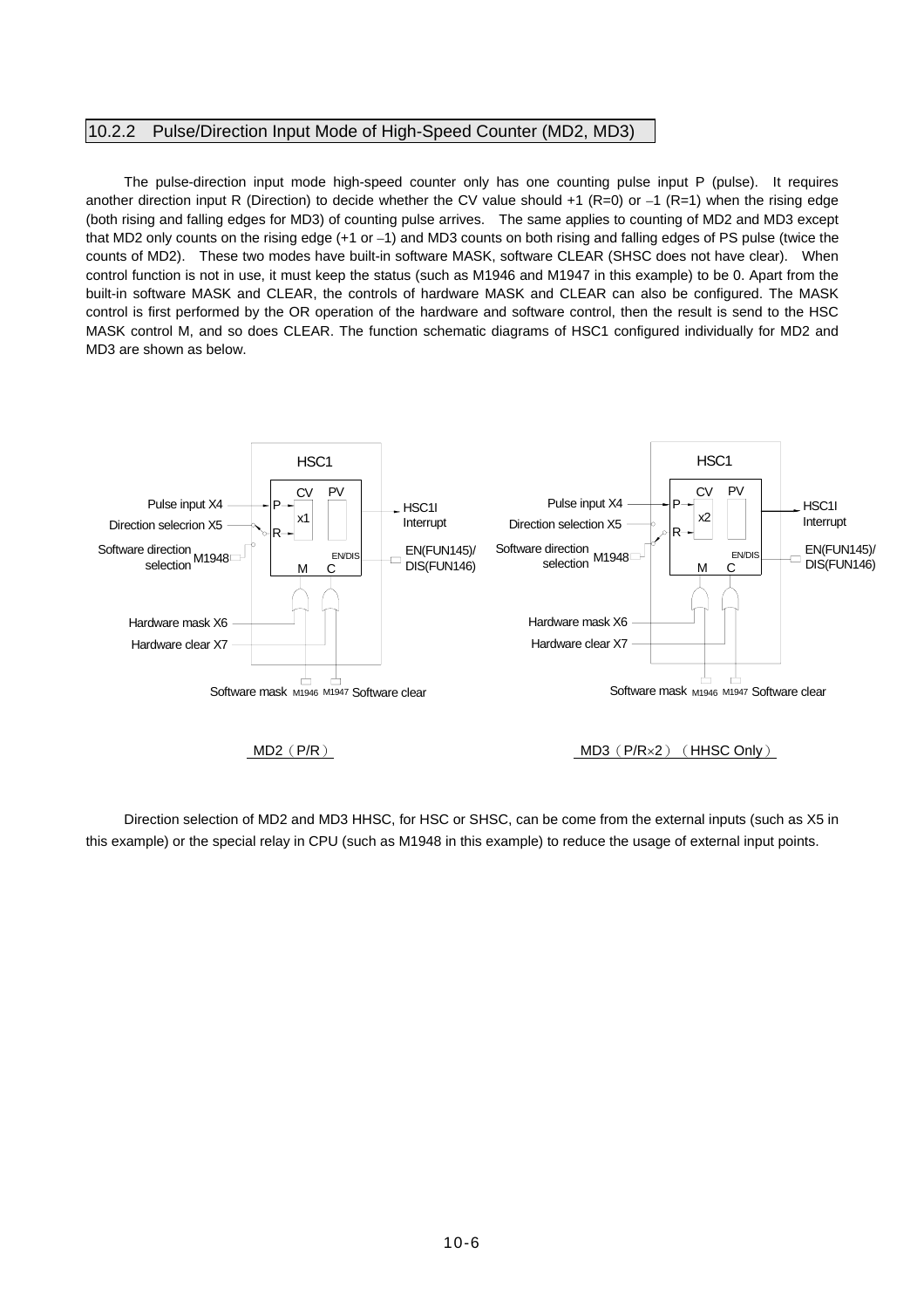### 10.2.2 Pulse/Direction Input Mode of High-Speed Counter (MD2, MD3)

The pulse-direction input mode high-speed counter only has one counting pulse input P (pulse). It requires another direction input R (Direction) to decide whether the CV value should +1 (R=0) or −1 (R=1) when the rising edge (both rising and falling edges for MD3) of counting pulse arrives. The same applies to counting of MD2 and MD3 except that MD2 only counts on the rising edge (+1 or −1) and MD3 counts on both rising and falling edges of PS pulse (twice the counts of MD2). These two modes have built-in software MASK, software CLEAR (SHSC does not have clear). When control function is not in use, it must keep the status (such as M1946 and M1947 in this example) to be 0. Apart from the built-in software MASK and CLEAR, the controls of hardware MASK and CLEAR can also be configured. The MASK control is first performed by the OR operation of the hardware and software control, then the result is send to the HSC MASK control M, and so does CLEAR. The function schematic diagrams of HSC1 configured individually for MD2 and MD3 are shown as below.

HSC1 — Pulse input X4, Direction selecrion X5, Software direction selection M1948, Hardware mask X6, Hardware clear X7, Software mask M1946, M1947 Software clear, CV x1, PV, HSC1I Interrupt, EN(FUN145)/DIS(FUN146)

MD2（P/R）

HSC1 — Pulse input X4, Direction selection X5, Software direction selection M1948, Hardware mask X6, Hardware clear X7, Software mask M1946, M1947 Software clear, CV x2, PV, HSC1I Interrupt, EN(FUN145)/DIS(FUN146)

MD3（P/R×2）（HHSC Only）

Direction selection of MD2 and MD3 HHSC, for HSC or SHSC, can be come from the external inputs (such as X5 in this example) or the special relay in CPU (such as M1948 in this example) to reduce the usage of external input points.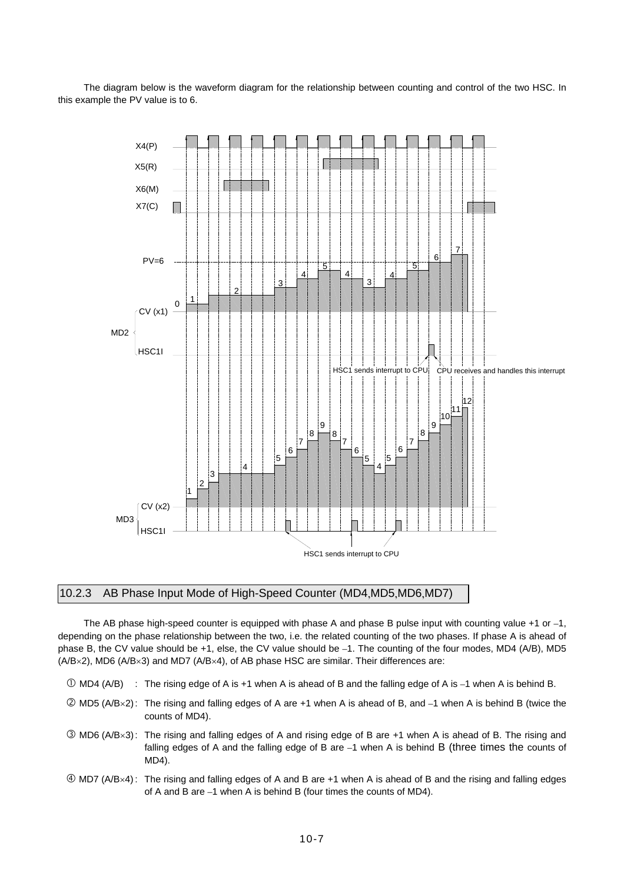The diagram below is the waveform diagram for the relationship between counting and control of the two HSC. In this example the PV value is to 6.

## 10.2.3 AB Phase Input Mode of High-Speed Counter (MD4,MD5,MD6,MD7)

The AB phase high-speed counter is equipped with phase A and phase B pulse input with counting value +1 or −1, depending on the phase relationship between the two, i.e. the related counting of the two phases. If phase A is ahead of phase B, the CV value should be +1, else, the CV value should be −1. The counting of the four modes, MD4 (A/B), MD5 (A/B×2), MD6 (A/B×3) and MD7 (A/B×4), of AB phase HSC are similar. Their differences are:

① MD4 (A/B) : The rising edge of A is +1 when A is ahead of B and the falling edge of A is −1 when A is behind B.

② MD5 (A/B×2) : The rising and falling edges of A are +1 when A is ahead of B, and −1 when A is behind B (twice the counts of MD4).

③ MD6 (A/B×3) : The rising and falling edges of A and rising edge of B are +1 when A is ahead of B. The rising and falling edges of A and the falling edge of B are −1 when A is behind B (three times the counts of MD4).

④ MD7 (A/B×4) : The rising and falling edges of A and B are +1 when A is ahead of B and the rising and falling edges of A and B are −1 when A is behind B (four times the counts of MD4).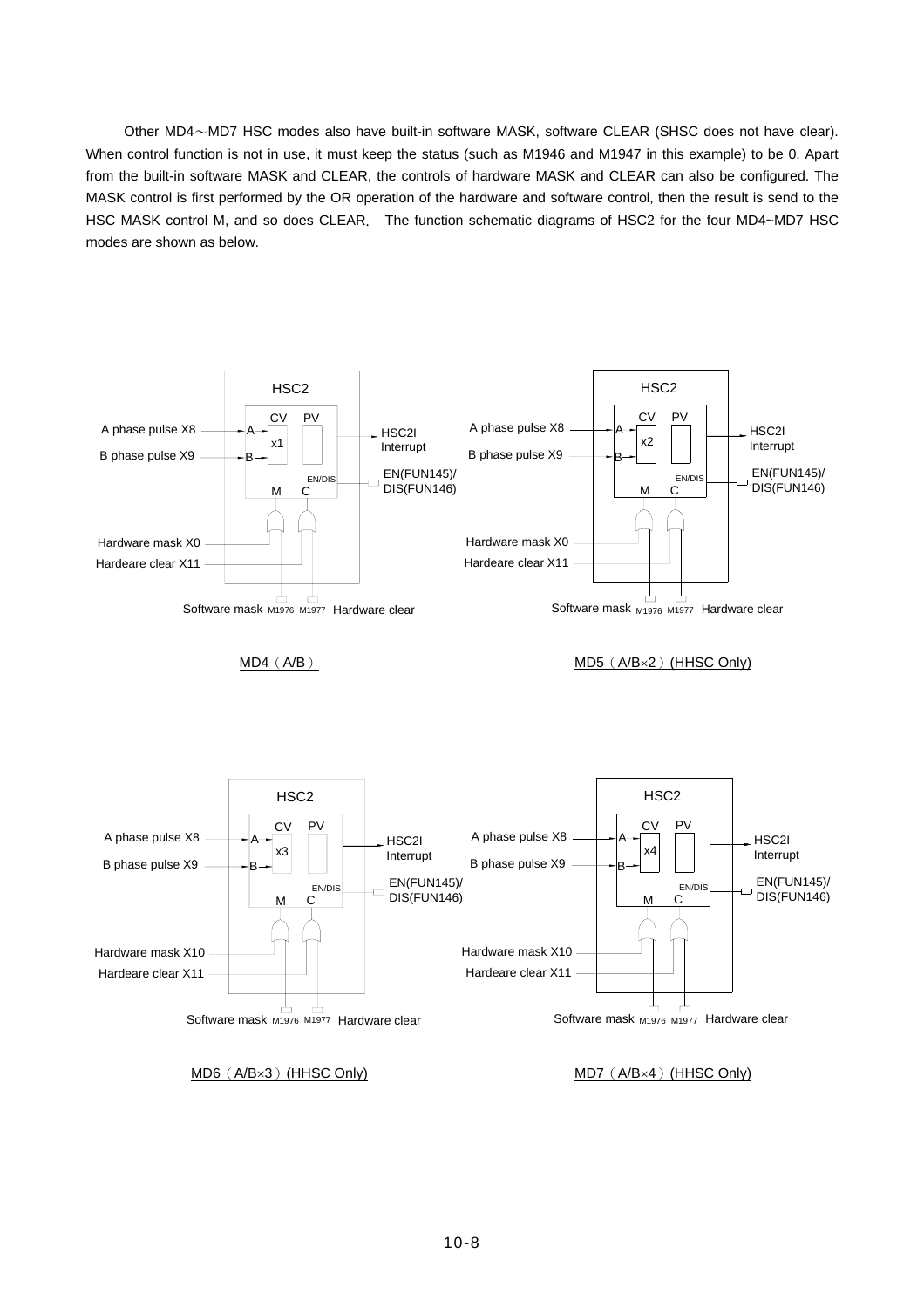Other MD4～MD7 HSC modes also have built-in software MASK, software CLEAR (SHSC does not have clear). When control function is not in use, it must keep the status (such as M1946 and M1947 in this example) to be 0. Apart from the built-in software MASK and CLEAR, the controls of hardware MASK and CLEAR can also be configured. The MASK control is first performed by the OR operation of the hardware and software control, then the result is send to the HSC MASK control M, and so does CLEAR. The function schematic diagrams of HSC2 for the four MD4~MD7 HSC modes are shown as below.

HSC2
A phase pulse X8
B phase pulse X9
CV PV
A
B
x1
M C
EN/DIS
HSC2I Interrupt
EN(FUN145)/ DIS(FUN146)
Hardware mask X0
Hardeare clear X11
Software mask M1976 M1977 Hardware clear

MD4（A/B）

HSC2
A phase pulse X8
B phase pulse X9
CV PV
A
B
x2
M C
EN/DIS
HSC2I Interrupt
EN(FUN145)/ DIS(FUN146)
Hardware mask X0
Hardeare clear X11
Software mask M1976 M1977 Hardware clear

MD5（A/B×2）(HHSC Only)

HSC2
A phase pulse X8
B phase pulse X9
CV PV
A
B
x3
M C
EN/DIS
HSC2I Interrupt
EN(FUN145)/ DIS(FUN146)
Hardware mask X10
Hardeare clear X11
Software mask M1976 M1977 Hardware clear

MD6（A/B×3）(HHSC Only)

HSC2
A phase pulse X8
B phase pulse X9
CV PV
A
B
x4
M C
EN/DIS
HSC2I Interrupt
EN(FUN145)/ DIS(FUN146)
Hardware mask X10
Hardeare clear X11
Software mask M1976 M1977 Hardware clear

MD7（A/B×4）(HHSC Only)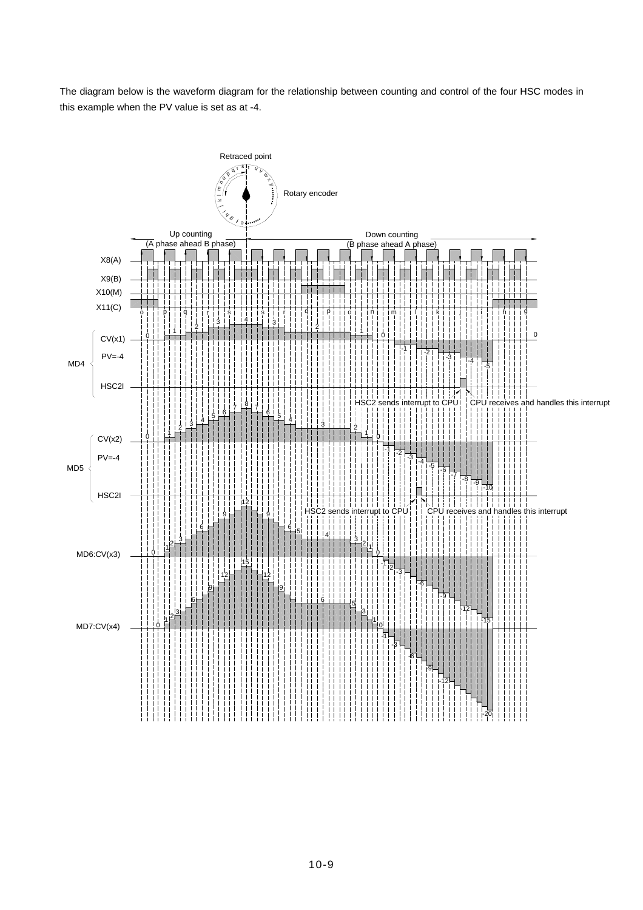The diagram below is the waveform diagram for the relationship between counting and control of the four HSC modes in this example when the PV value is set as at -4.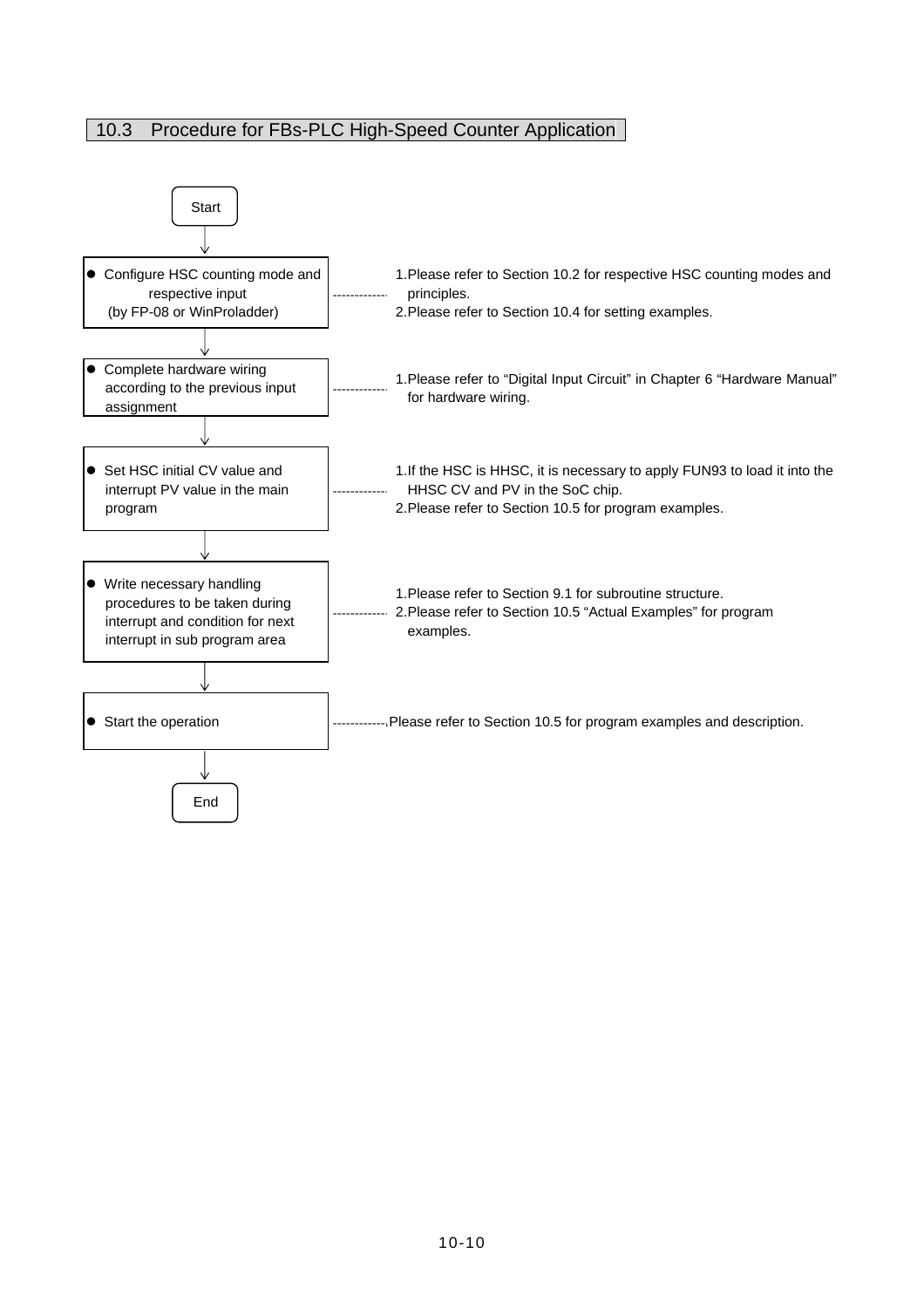## 10.3 Procedure for FBs-PLC High-Speed Counter Application

Start

↓

- Configure HSC counting mode and respective input (by FP-08 or WinProladder)

  1. Please refer to Section 10.2 for respective HSC counting modes and principles.
  2. Please refer to Section 10.4 for setting examples.

↓

- Complete hardware wiring according to the previous input assignment

  1. Please refer to “Digital Input Circuit” in Chapter 6 “Hardware Manual” for hardware wiring.

↓

- Set HSC initial CV value and interrupt PV value in the main program

  1. If the HSC is HHSC, it is necessary to apply FUN93 to load it into the HHSC CV and PV in the SoC chip.
  2. Please refer to Section 10.5 for program examples.

↓

- Write necessary handling procedures to be taken during interrupt and condition for next interrupt in sub program area

  1. Please refer to Section 9.1 for subroutine structure.
  2. Please refer to Section 10.5 “Actual Examples” for program examples.

↓

- Start the operation

  Please refer to Section 10.5 for program examples and description.

↓

End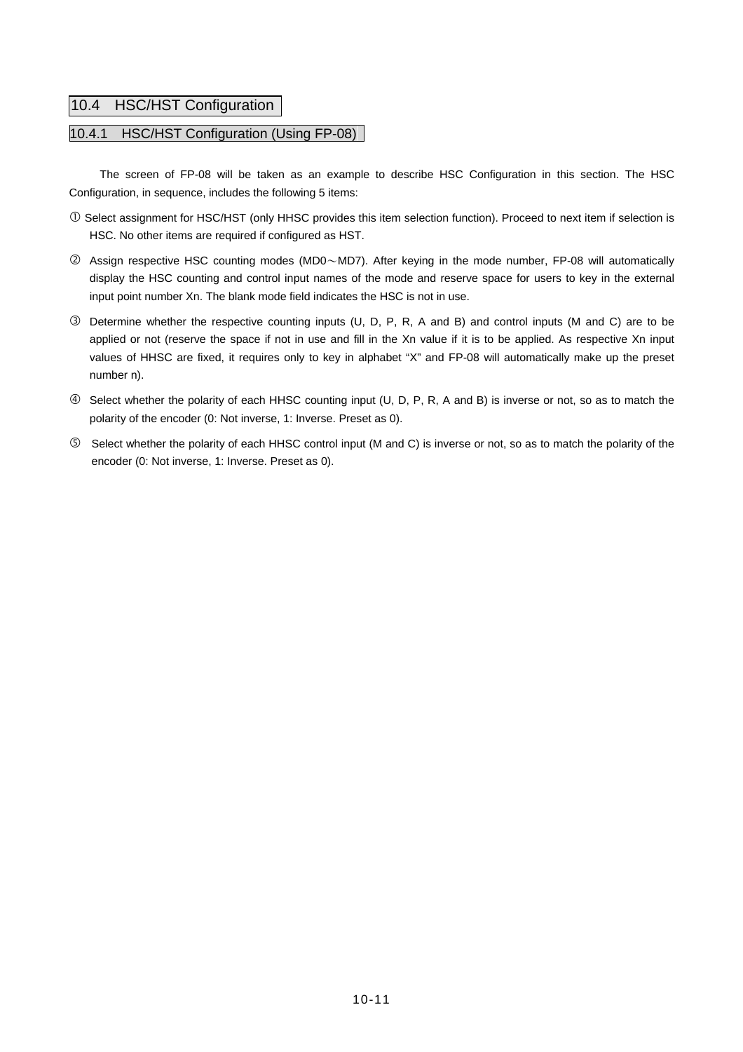## 10.4 HSC/HST Configuration

### 10.4.1 HSC/HST Configuration (Using FP-08)

The screen of FP-08 will be taken as an example to describe HSC Configuration in this section. The HSC Configuration, in sequence, includes the following 5 items:

① Select assignment for HSC/HST (only HHSC provides this item selection function). Proceed to next item if selection is HSC. No other items are required if configured as HST.

② Assign respective HSC counting modes (MD0～MD7). After keying in the mode number, FP-08 will automatically display the HSC counting and control input names of the mode and reserve space for users to key in the external input point number Xn. The blank mode field indicates the HSC is not in use.

③ Determine whether the respective counting inputs (U, D, P, R, A and B) and control inputs (M and C) are to be applied or not (reserve the space if not in use and fill in the Xn value if it is to be applied. As respective Xn input values of HHSC are fixed, it requires only to key in alphabet "X" and FP-08 will automatically make up the preset number n).

④ Select whether the polarity of each HHSC counting input (U, D, P, R, A and B) is inverse or not, so as to match the polarity of the encoder (0: Not inverse, 1: Inverse. Preset as 0).

⑤ Select whether the polarity of each HHSC control input (M and C) is inverse or not, so as to match the polarity of the encoder (0: Not inverse, 1: Inverse. Preset as 0).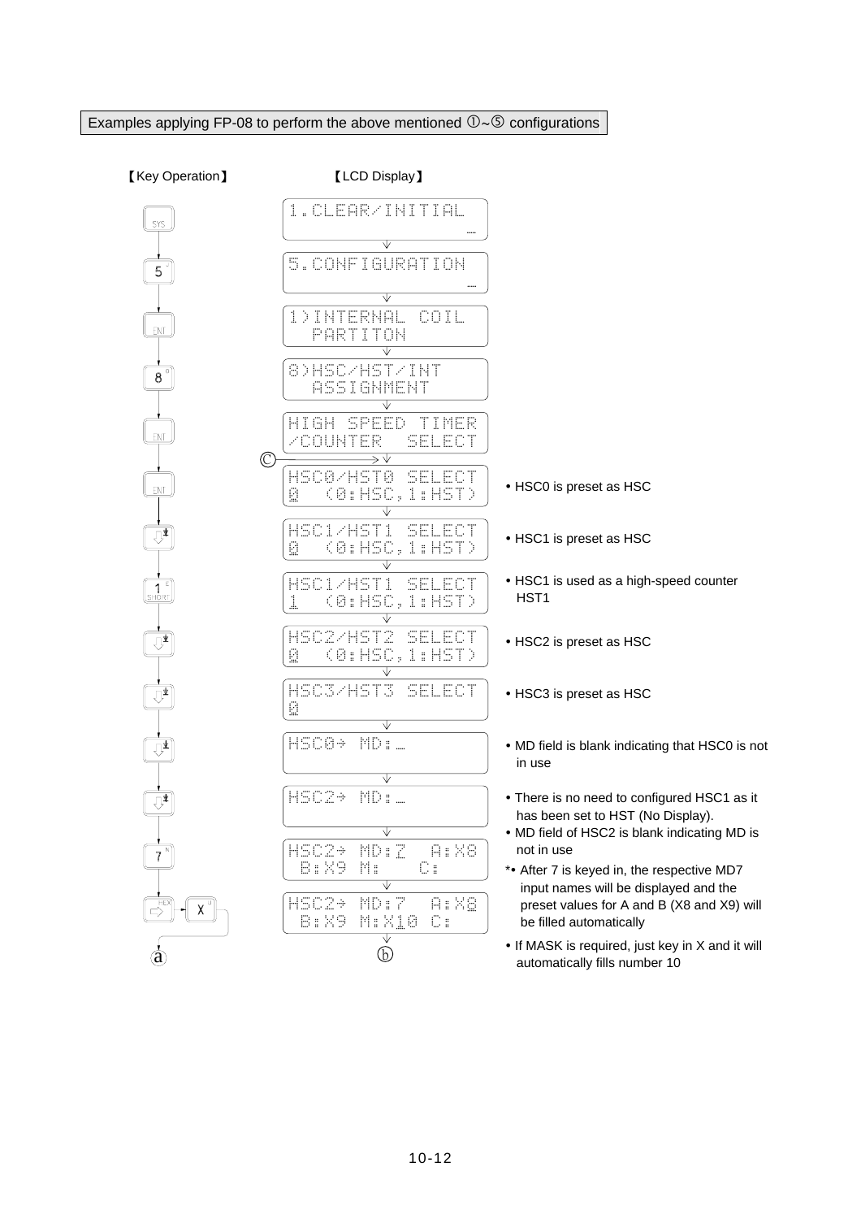Examples applying FP-08 to perform the above mentioned ①~⑤ configurations

| 【Key Operation】 | 【LCD Display】 | Notes |
|---|---|---|
| SYS | 1.CLEAR/INITIAL _ | |
| 5 | 5.CONFIGURATION _ | |
| ENT | 1)INTERNAL COIL PARTITON | |
| 8 | 8)HSC/HST/INT ASSIGNMENT | |
| ENT | HIGH SPEED TIMER /COUNTER SELECT | |
| ENT (ⓒ) | HSC0/HST0 SELECT 0 (0:HSC,1:HST) | • HSC0 is preset as HSC |
| ↓ | HSC1/HST1 SELECT 0 (0:HSC,1:HST) | • HSC1 is preset as HSC |
| 1 | HSC1/HST1 SELECT 1 (0:HSC,1:HST) | • HSC1 is used as a high-speed counter HST1 |
| ↓ | HSC2/HST2 SELECT 0 (0:HSC,1:HST) | • HSC2 is preset as HSC |
| ↓ | HSC3/HST3 SELECT 0 | • HSC3 is preset as HSC |
| ↓ | HSC0→ MD:_ | • MD field is blank indicating that HSC0 is not in use |
| ↓ | HSC2→ MD:_ | • There is no need to configured HSC1 as it has been set to HST (No Display). • MD field of HSC2 is blank indicating MD is not in use |
| 7 | HSC2→ MD:7 A:X8 B:X9 M: C: | *• After 7 is keyed in, the respective MD7 input names will be displayed and the preset values for A and B (X8 and X9) will be filled automatically |
| → , X | HSC2→ MD:7 A:X8 B:X9 M:X10 C: | • If MASK is required, just key in X and it will automatically fills number 10 |
| ⓐ | ⓑ | |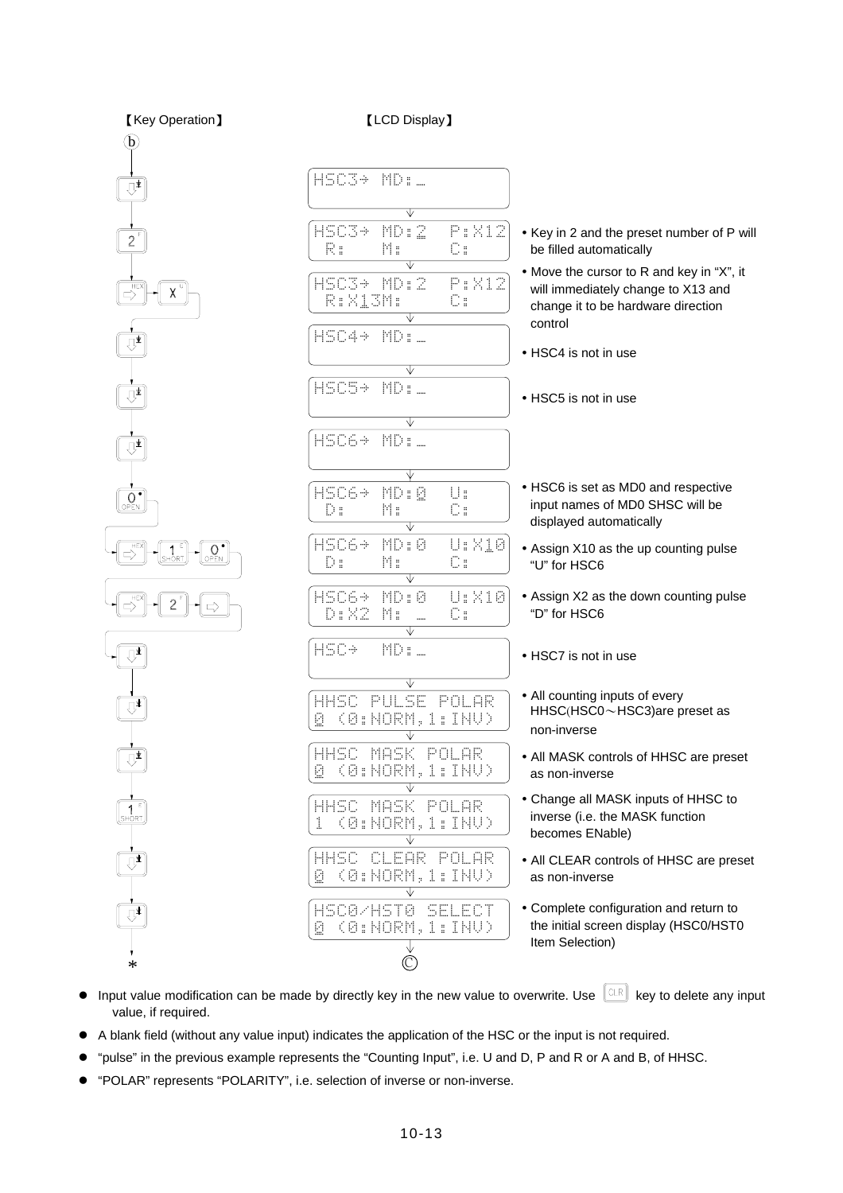【Key Operation】 【LCD Display】

b

| Key Operation | LCD Display | Description |
|---|---|---|
| ↓ | HSC3→ MD:_ | |
| 2 | HSC3→ MD:2 P:X12<br>R: M: C: | • Key in 2 and the preset number of P will be filled automatically |
| → X | HSC3→ MD:2 P:X12<br>R:X13M: C: | • Move the cursor to R and key in “X”, it will immediately change to X13 and change it to be hardware direction control |
| ↓ | HSC4→ MD:_ | • HSC4 is not in use |
| ↓ | HSC5→ MD:_ | • HSC5 is not in use |
| ↓ | HSC6→ MD:_ | |
| 0 | HSC6→ MD:0 U:<br>D: M: C: | • HSC6 is set as MD0 and respective input names of MD0 SHSC will be displayed automatically |
| → 1 0 | HSC6→ MD:0 U:X10<br>D: M: C: | • Assign X10 as the up counting pulse “U” for HSC6 |
| → 2 → | HSC6→ MD:0 U:X10<br>D:X2 M: _ C: | • Assign X2 as the down counting pulse “D” for HSC6 |
| ↓ | HSC→ MD:_ | • HSC7 is not in use |
| ↓ | HHSC PULSE POLAR<br>0 (0:NORM,1:INV) | • All counting inputs of every HHSC(HSC0～HSC3)are preset as non-inverse |
| ↓ | HHSC MASK POLAR<br>0 (0:NORM,1:INV) | • All MASK controls of HHSC are preset as non-inverse |
| 1 | HHSC MASK POLAR<br>1 (0:NORM,1:INV) | • Change all MASK inputs of HHSC to inverse (i.e. the MASK function becomes ENable) |
| ↓ | HHSC CLEAR POLAR<br>0 (0:NORM,1:INV) | • All CLEAR controls of HHSC are preset as non-inverse |
| ↓ | HSC0/HST0 SELECT<br>0 (0:NORM,1:INV) | • Complete configuration and return to the initial screen display (HSC0/HST0 Item Selection) |

* ©

- Input value modification can be made by directly key in the new value to overwrite. Use CLR key to delete any input value, if required.
- A blank field (without any value input) indicates the application of the HSC or the input is not required.
- “pulse” in the previous example represents the “Counting Input”, i.e. U and D, P and R or A and B, of HHSC.
- “POLAR” represents “POLARITY”, i.e. selection of inverse or non-inverse.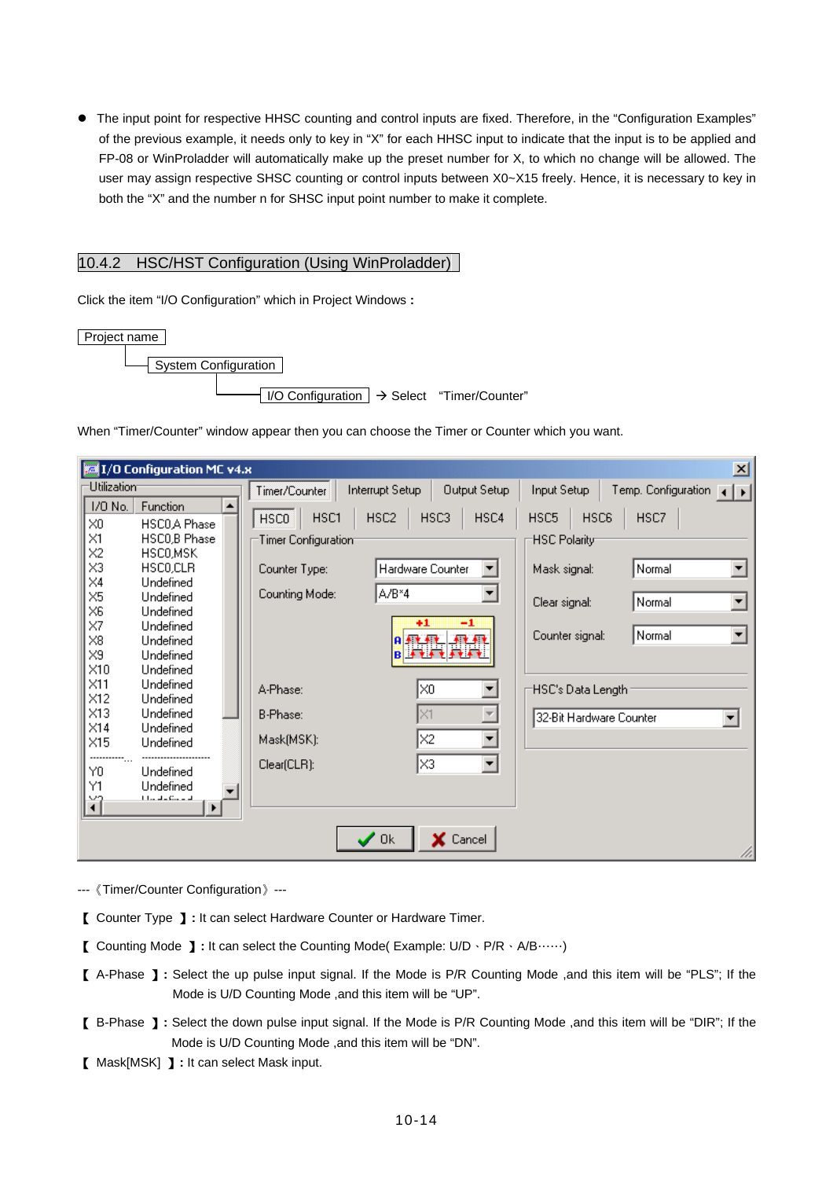- The input point for respective HHSC counting and control inputs are fixed. Therefore, in the "Configuration Examples" of the previous example, it needs only to key in "X" for each HHSC input to indicate that the input is to be applied and FP-08 or WinProladder will automatically make up the preset number for X, to which no change will be allowed. The user may assign respective SHSC counting or control inputs between X0~X15 freely. Hence, it is necessary to key in both the "X" and the number n for SHSC input point number to make it complete.

## 10.4.2 HSC/HST Configuration (Using WinProladder)

Click the item "I/O Configuration" which in Project Windows **:**

```
Project name
  └─ System Configuration
       └─ I/O Configuration  → Select  "Timer/Counter"
```

When "Timer/Counter" window appear then you can choose the Timer or Counter which you want.

--- 《Timer/Counter Configuration》 ---

【 Counter Type 】**:** It can select Hardware Counter or Hardware Timer.

【 Counting Mode 】**:** It can select the Counting Mode( Example: U/D、P/R、A/B……)

【 A-Phase 】**:** Select the up pulse input signal. If the Mode is P/R Counting Mode ,and this item will be "PLS"; If the Mode is U/D Counting Mode ,and this item will be "UP".

【 B-Phase 】**:** Select the down pulse input signal. If the Mode is P/R Counting Mode ,and this item will be "DIR"; If the Mode is U/D Counting Mode ,and this item will be "DN".

【 Mask[MSK] 】**:** It can select Mask input.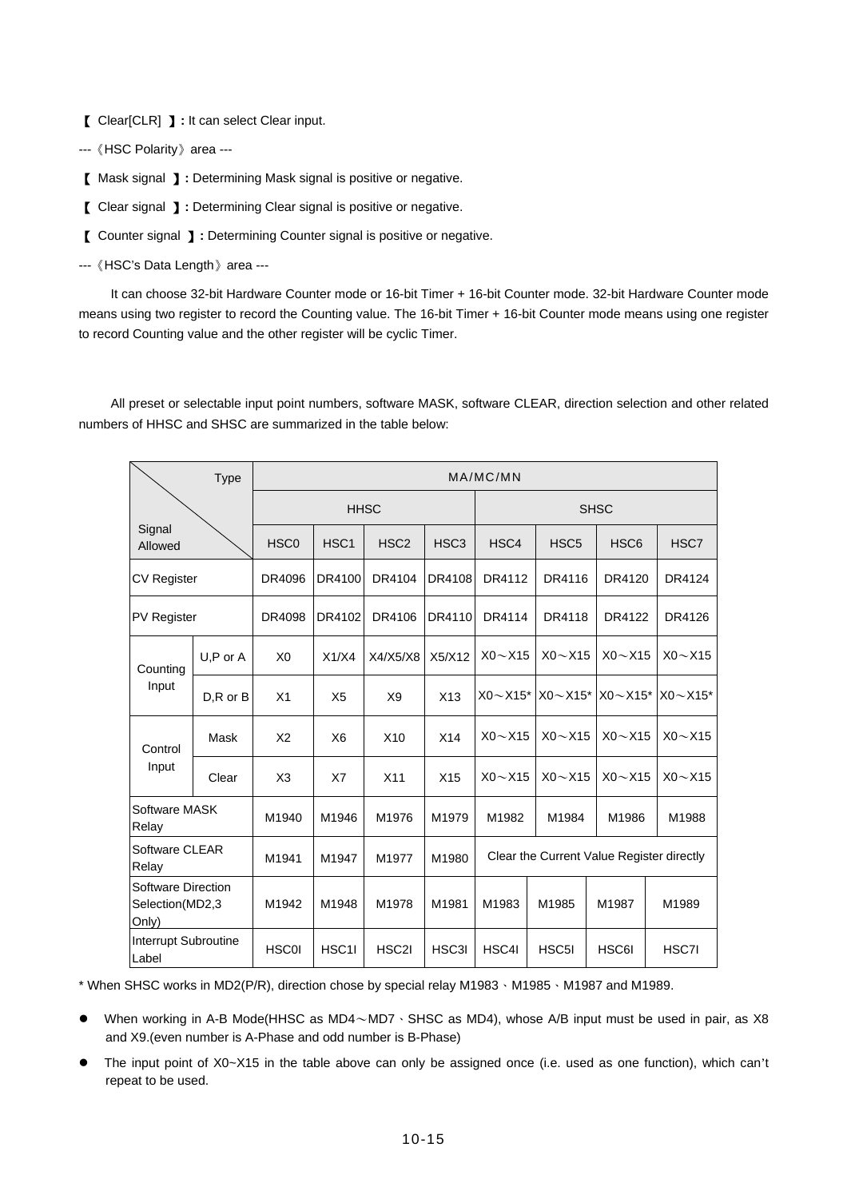【 Clear[CLR] 】: It can select Clear input.

---《HSC Polarity》area ---

【 Mask signal 】: Determining Mask signal is positive or negative.

【 Clear signal 】: Determining Clear signal is positive or negative.

【 Counter signal 】: Determining Counter signal is positive or negative.

---《HSC's Data Length》area ---

It can choose 32-bit Hardware Counter mode or 16-bit Timer + 16-bit Counter mode. 32-bit Hardware Counter mode means using two register to record the Counting value. The 16-bit Timer + 16-bit Counter mode means using one register to record Counting value and the other register will be cyclic Timer.

All preset or selectable input point numbers, software MASK, software CLEAR, direction selection and other related numbers of HHSC and SHSC are summarized in the table below:

| Signal Allowed \ Type | | MA/MC/MN | | | | | | | |
|---|---|---|---|---|---|---|---|---|---|
| | | HHSC | | | | SHSC | | | |
| | | HSC0 | HSC1 | HSC2 | HSC3 | HSC4 | HSC5 | HSC6 | HSC7 |
| CV Register | | DR4096 | DR4100 | DR4104 | DR4108 | DR4112 | DR4116 | DR4120 | DR4124 |
| PV Register | | DR4098 | DR4102 | DR4106 | DR4110 | DR4114 | DR4118 | DR4122 | DR4126 |
| Counting Input | U,P or A | X0 | X1/X4 | X4/X5/X8 | X5/X12 | X0～X15 | X0～X15 | X0～X15 | X0～X15 |
| | D,R or B | X1 | X5 | X9 | X13 | X0～X15* | X0～X15* | X0～X15* | X0～X15* |
| Control Input | Mask | X2 | X6 | X10 | X14 | X0～X15 | X0～X15 | X0～X15 | X0～X15 |
| | Clear | X3 | X7 | X11 | X15 | X0～X15 | X0～X15 | X0～X15 | X0～X15 |
| Software MASK Relay | | M1940 | M1946 | M1976 | M1979 | M1982 | M1984 | M1986 | M1988 |
| Software CLEAR Relay | | M1941 | M1947 | M1977 | M1980 | Clear the Current Value Register directly | | | |
| Software Direction Selection(MD2,3 Only) | | M1942 | M1948 | M1978 | M1981 | M1983 | M1985 | M1987 | M1989 |
| Interrupt Subroutine Label | | HSC0I | HSC1I | HSC2I | HSC3I | HSC4I | HSC5I | HSC6I | HSC7I |

* When SHSC works in MD2(P/R), direction chose by special relay M1983、M1985、M1987 and M1989.

- When working in A-B Mode(HHSC as MD4～MD7、SHSC as MD4), whose A/B input must be used in pair, as X8 and X9.(even number is A-Phase and odd number is B-Phase)
- The input point of X0~X15 in the table above can only be assigned once (i.e. used as one function), which can't repeat to be used.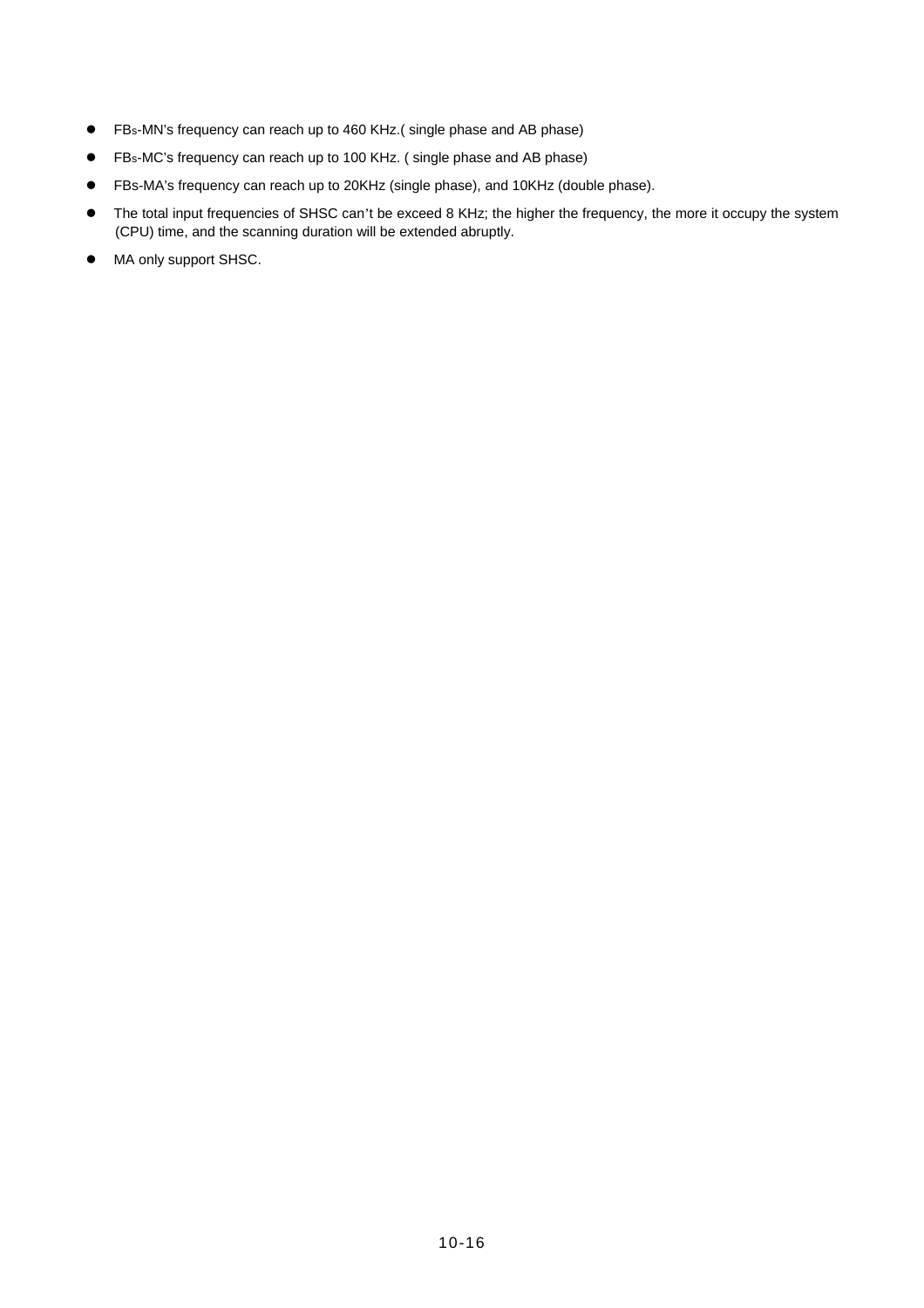- FBs-MN's frequency can reach up to 460 KHz.( single phase and AB phase)
- FBs-MC's frequency can reach up to 100 KHz. ( single phase and AB phase)
- FBs-MA's frequency can reach up to 20KHz (single phase), and 10KHz (double phase).
- The total input frequencies of SHSC can't be exceed 8 KHz; the higher the frequency, the more it occupy the system (CPU) time, and the scanning duration will be extended abruptly.
- MA only support SHSC.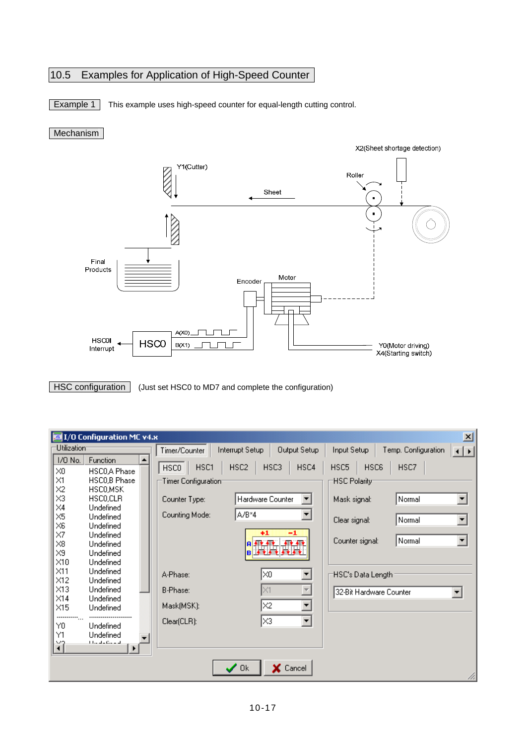## 10.5 Examples for Application of High-Speed Counter

**Example 1** This example uses high-speed counter for equal-length cutting control.

**Mechanism**

X2(Sheet shortage detection)

Y1(Cutter)

Roller

Sheet

Final Products

Encoder

Motor

HSC0I Interrupt

HSC0

A(X0)

B(X1)

Y0(Motor driving)

X4(Starting switch)

**HSC configuration** (Just set HSC0 to MD7 and complete the configuration)

I/O Configuration MC v4.x

Utilization

| I/O No. | Function |
|---|---|
| X0 | HSC0,A Phase |
| X1 | HSC0,B Phase |
| X2 | HSC0,MSK |
| X3 | HSC0,CLR |
| X4 | Undefined |
| X5 | Undefined |
| X6 | Undefined |
| X7 | Undefined |
| X8 | Undefined |
| X9 | Undefined |
| X10 | Undefined |
| X11 | Undefined |
| X12 | Undefined |
| X13 | Undefined |
| X14 | Undefined |
| X15 | Undefined |
| Y0 | Undefined |
| Y1 | Undefined |

Timer/Counter | Interrupt Setup | Output Setup | Input Setup | Temp. Configuration

HSC0 | HSC1 | HSC2 | HSC3 | HSC4 | HSC5 | HSC6 | HSC7

Timer Configuration

- Counter Type: Hardware Counter
- Counting Mode: A/B*4
- A-Phase: X0
- B-Phase: X1
- Mask(MSK): X2
- Clear(CLR): X3

HSC Polarity

- Mask signal: Normal
- Clear signal: Normal
- Counter signal: Normal

HSC's Data Length

- 32-Bit Hardware Counter

Ok | Cancel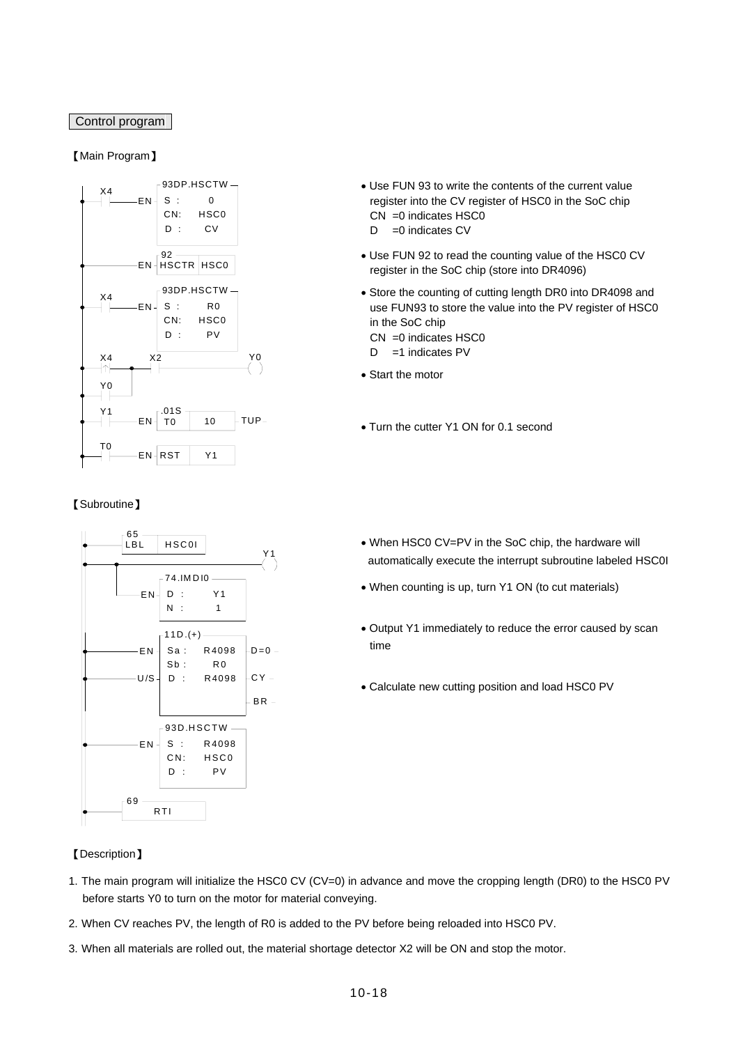Control program

【Main Program】

```
X4        93DP.HSCTW
─┤├───EN  S :    0
          CN:    HSC0
          D :    CV

          92
──────EN  HSCTR  HSC0

X4        93DP.HSCTW
─┤├───EN  S :    R0
          CN:    HSC0
          D :    PV

X4     X2                          Y0
─┤↑├─┬─┤/├─────────────────────────( )
Y0   │
─┤├──┘

Y1        .01S
─┤├───EN  T0     10    TUP

T0
─┤├───EN  RST    Y1
```

- Use FUN 93 to write the contents of the current value register into the CV register of HSC0 in the SoC chip
  CN =0 indicates HSC0
  D =0 indicates CV
- Use FUN 92 to read the counting value of the HSC0 CV register in the SoC chip (store into DR4096)
- Store the counting of cutting length DR0 into DR4098 and use FUN93 to store the value into the PV register of HSC0 in the SoC chip
  CN =0 indicates HSC0
  D =1 indicates PV
- Start the motor
- Turn the cutter Y1 ON for 0.1 second

【Subroutine】

```
     65
     LBL   HSC0I
                                   Y1
─────┬─────────────────────────────( )
     │    74.IMDI0
     └─EN D :    Y1
          N :    1

          11D.(+)
──────EN  Sa :   R4098   D=0
          Sb :   R0
──────U/S D :    R4098   CY
                         BR

          93D.HSCTW
──────EN  S :    R4098
          CN:    HSC0
          D :    PV

     69
─────RTI
```

- When HSC0 CV=PV in the SoC chip, the hardware will automatically execute the interrupt subroutine labeled HSC0I
- When counting is up, turn Y1 ON (to cut materials)
- Output Y1 immediately to reduce the error caused by scan time
- Calculate new cutting position and load HSC0 PV

【Description】

1. The main program will initialize the HSC0 CV (CV=0) in advance and move the cropping length (DR0) to the HSC0 PV before starts Y0 to turn on the motor for material conveying.
2. When CV reaches PV, the length of R0 is added to the PV before being reloaded into HSC0 PV.
3. When all materials are rolled out, the material shortage detector X2 will be ON and stop the motor.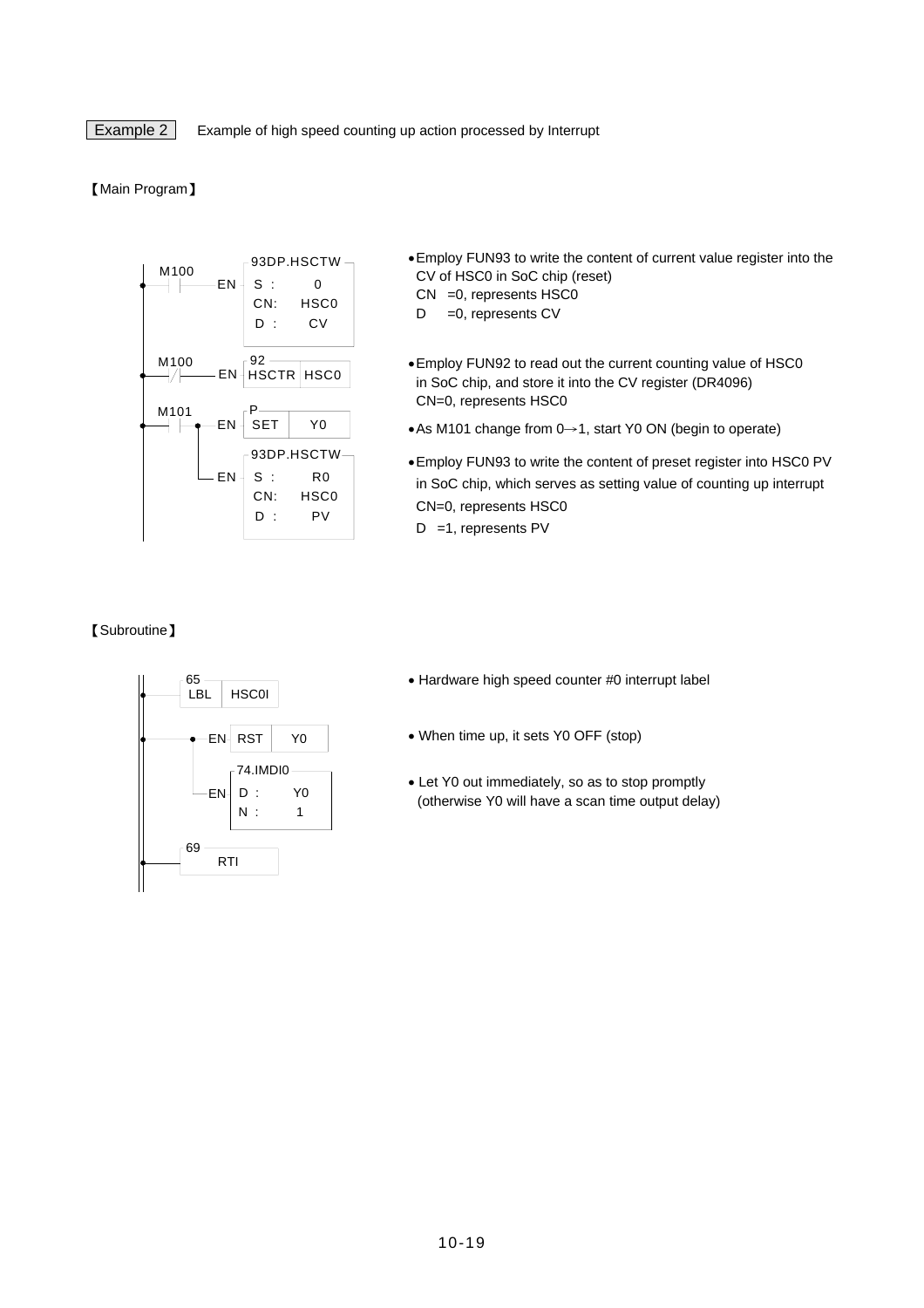Example 2 Example of high speed counting up action processed by Interrupt

【Main Program】

```
        M100              93DP.HSCTW
   ─┤ ├────────── EN   S :     0
                       CN:   HSC0
                       D :    CV

        M100              92
   ─┤/├────────── EN   HSCTR  HSC0

        M101              P
   ─┤ ├──┬─────── EN   SET    Y0
         │
         │                93DP.HSCTW
         └─────── EN   S :    R0
                       CN:   HSC0
                       D :    PV
```

- Employ FUN93 to write the content of current value register into the CV of HSC0 in SoC chip (reset)
  CN =0, represents HSC0
  D =0, represents CV
- Employ FUN92 to read out the current counting value of HSC0 in SoC chip, and store it into the CV register (DR4096)
  CN=0, represents HSC0
- As M101 change from 0→1, start Y0 ON (begin to operate)
- Employ FUN93 to write the content of preset register into HSC0 PV in SoC chip, which serves as setting value of counting up interrupt
  CN=0, represents HSC0
  D =1, represents PV

【Subroutine】

```
   ──────── 65
            LBL   HSC0I

   ─────┬── EN   RST    Y0
        │
        │        74.IMDI0
        └── EN   D :    Y0
                 N :     1

   ──────── 69
            RTI
```

- Hardware high speed counter #0 interrupt label
- When time up, it sets Y0 OFF (stop)
- Let Y0 out immediately, so as to stop promptly (otherwise Y0 will have a scan time output delay)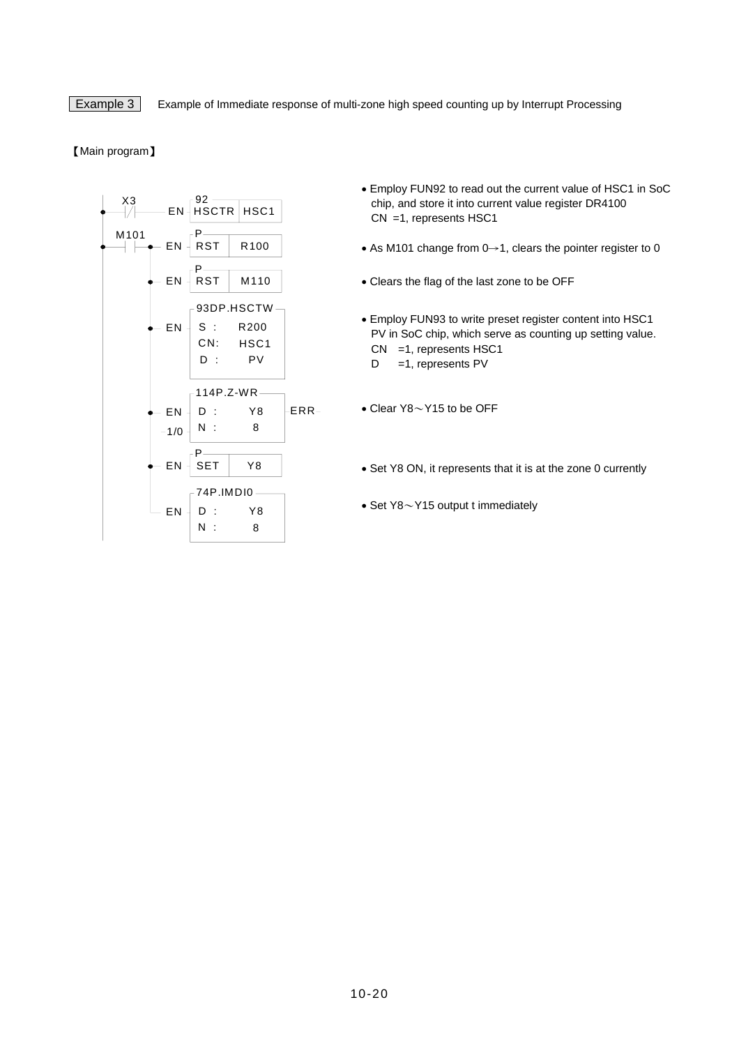**Example 3** Example of Immediate response of multi-zone high speed counting up by Interrupt Processing

【Main program】

```
    X3              92
 ──┤/├───────── EN ─┤HSCTR│HSC1│

    M101            P
 ──┤ ├──┬────── EN ─┤RST  │ R100│
        │
        │           P
        ├────── EN ─┤RST  │ M110│
        │
        │          93DP.HSCTW
        ├────── EN ─┤S :   R200│
        │           │CN:   HSC1│
        │           │D :   PV  │
        │
        │          114P.Z-WR
        ├────── EN ─┤D :   Y8  ├─ ERR
        │   ── 1/0 ─┤N :   8   │
        │
        │           P
        ├────── EN ─┤SET  │ Y8 │
        │
        │          74P.IMDI0
        └────── EN ─┤D :   Y8  │
                    │N :   8   │
```

- Employ FUN92 to read out the current value of HSC1 in SoC chip, and store it into current value register DR4100
  CN =1, represents HSC1
- As M101 change from 0→1, clears the pointer register to 0
- Clears the flag of the last zone to be OFF
- Employ FUN93 to write preset register content into HSC1 PV in SoC chip, which serve as counting up setting value.
  CN =1, represents HSC1
  D =1, represents PV
- Clear Y8～Y15 to be OFF
- Set Y8 ON, it represents that it is at the zone 0 currently
- Set Y8～Y15 output t immediately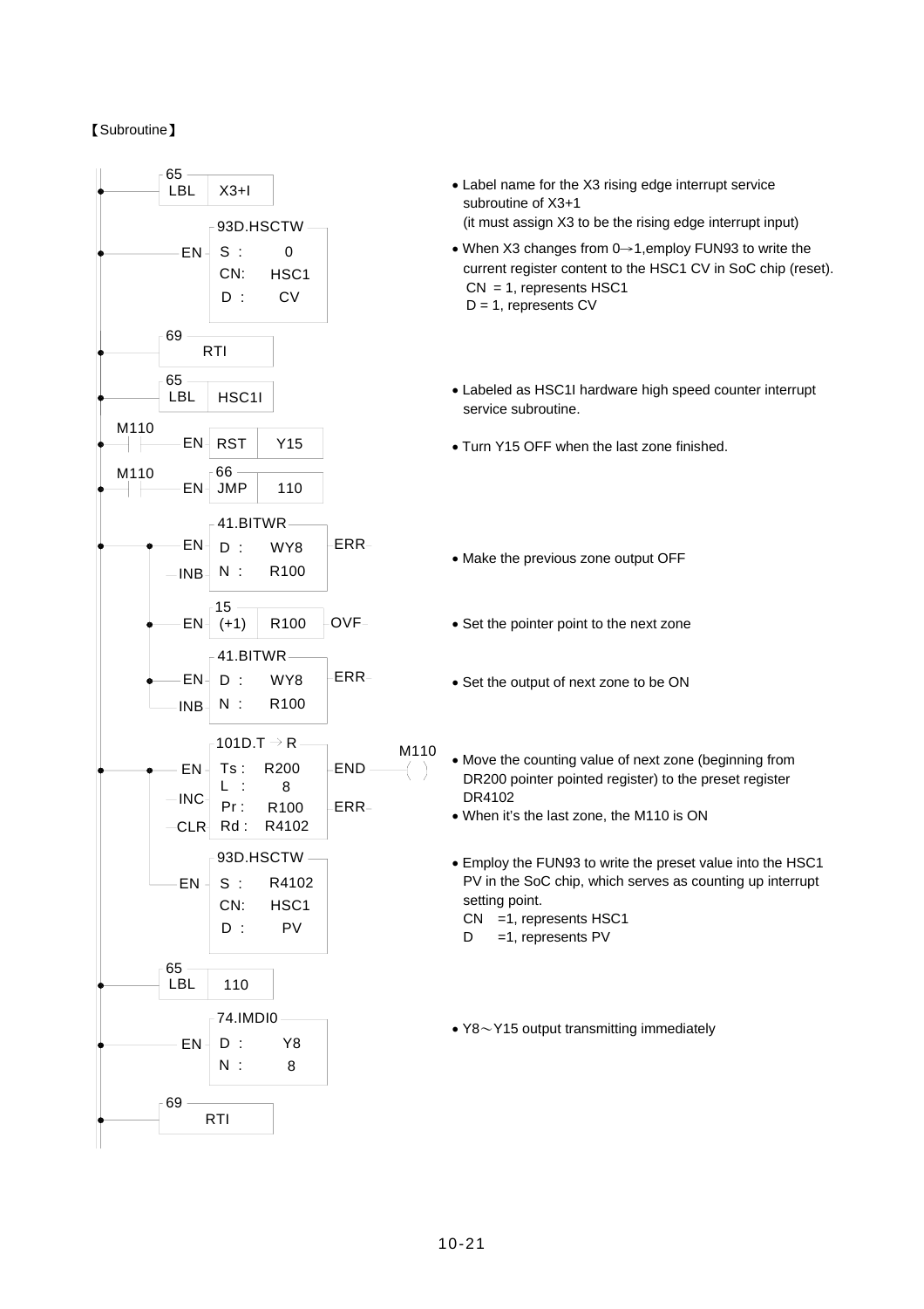【Subroutine】

```
65 LBL  X3+I
        • Label name for the X3 rising edge interrupt service
          subroutine of X3+1
          (it must assign X3 to be the rising edge interrupt input)

EN  93D.HSCTW
    S  :   0
    CN:    HSC1
    D  :   CV
        • When X3 changes from 0→1,employ FUN93 to write the
          current register content to the HSC1 CV in SoC chip (reset).
          CN = 1, represents HSC1
          D = 1, represents CV

69 RTI

65 LBL  HSC1I
        • Labeled as HSC1I hardware high speed counter interrupt
          service subroutine.

M110 ─┤├─ EN  RST  Y15
        • Turn Y15 OFF when the last zone finished.

M110 ─┤├─ EN  66 JMP  110

EN   41.BITWR          ERR
INB  D :  WY8
     N :  R100
        • Make the previous zone output OFF

EN   15 (+1)  R100     OVF
        • Set the pointer point to the next zone

EN   41.BITWR          ERR
INB  D :  WY8
     N :  R100
        • Set the output of next zone to be ON

EN   101D.T→R          END ──( M110 )
INC  Ts :  R200
CLR  L  :  8           ERR
     Pr :  R100
     Rd :  R4102
        • Move the counting value of next zone (beginning from
          DR200 pointer pointed register) to the preset register
          DR4102
        • When it's the last zone, the M110 is ON

EN   93D.HSCTW
     S  :  R4102
     CN:   HSC1
     D  :  PV
        • Employ the FUN93 to write the preset value into the HSC1
          PV in the SoC chip, which serves as counting up interrupt
          setting point.
          CN  =1, represents HSC1
          D   =1, represents PV

65 LBL  110

EN   74.IMDIO
     D :  Y8
     N :  8
        • Y8～Y15 output transmitting immediately

69 RTI
```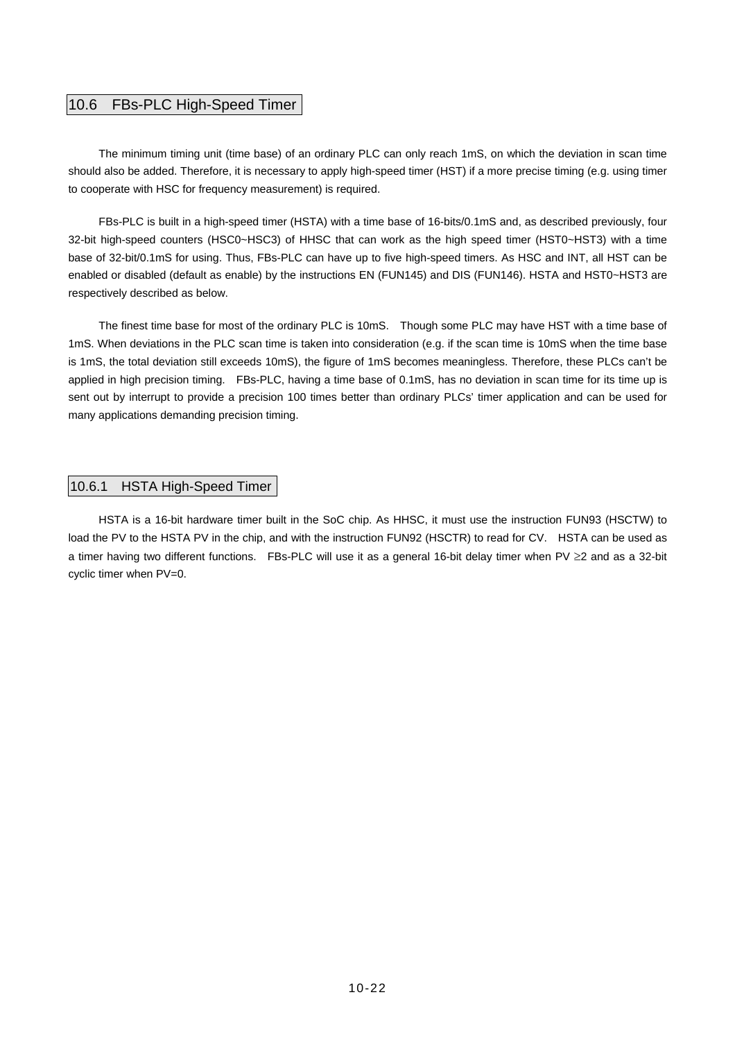## 10.6 FBs-PLC High-Speed Timer

The minimum timing unit (time base) of an ordinary PLC can only reach 1mS, on which the deviation in scan time should also be added. Therefore, it is necessary to apply high-speed timer (HST) if a more precise timing (e.g. using timer to cooperate with HSC for frequency measurement) is required.

FBs-PLC is built in a high-speed timer (HSTA) with a time base of 16-bits/0.1mS and, as described previously, four 32-bit high-speed counters (HSC0~HSC3) of HHSC that can work as the high speed timer (HST0~HST3) with a time base of 32-bit/0.1mS for using. Thus, FBs-PLC can have up to five high-speed timers. As HSC and INT, all HST can be enabled or disabled (default as enable) by the instructions EN (FUN145) and DIS (FUN146). HSTA and HST0~HST3 are respectively described as below.

The finest time base for most of the ordinary PLC is 10mS. Though some PLC may have HST with a time base of 1mS. When deviations in the PLC scan time is taken into consideration (e.g. if the scan time is 10mS when the time base is 1mS, the total deviation still exceeds 10mS), the figure of 1mS becomes meaningless. Therefore, these PLCs can't be applied in high precision timing. FBs-PLC, having a time base of 0.1mS, has no deviation in scan time for its time up is sent out by interrupt to provide a precision 100 times better than ordinary PLCs' timer application and can be used for many applications demanding precision timing.

### 10.6.1 HSTA High-Speed Timer

HSTA is a 16-bit hardware timer built in the SoC chip. As HHSC, it must use the instruction FUN93 (HSCTW) to load the PV to the HSTA PV in the chip, and with the instruction FUN92 (HSCTR) to read for CV. HSTA can be used as a timer having two different functions. FBs-PLC will use it as a general 16-bit delay timer when PV $\geq$2 and as a 32-bit cyclic timer when PV=0.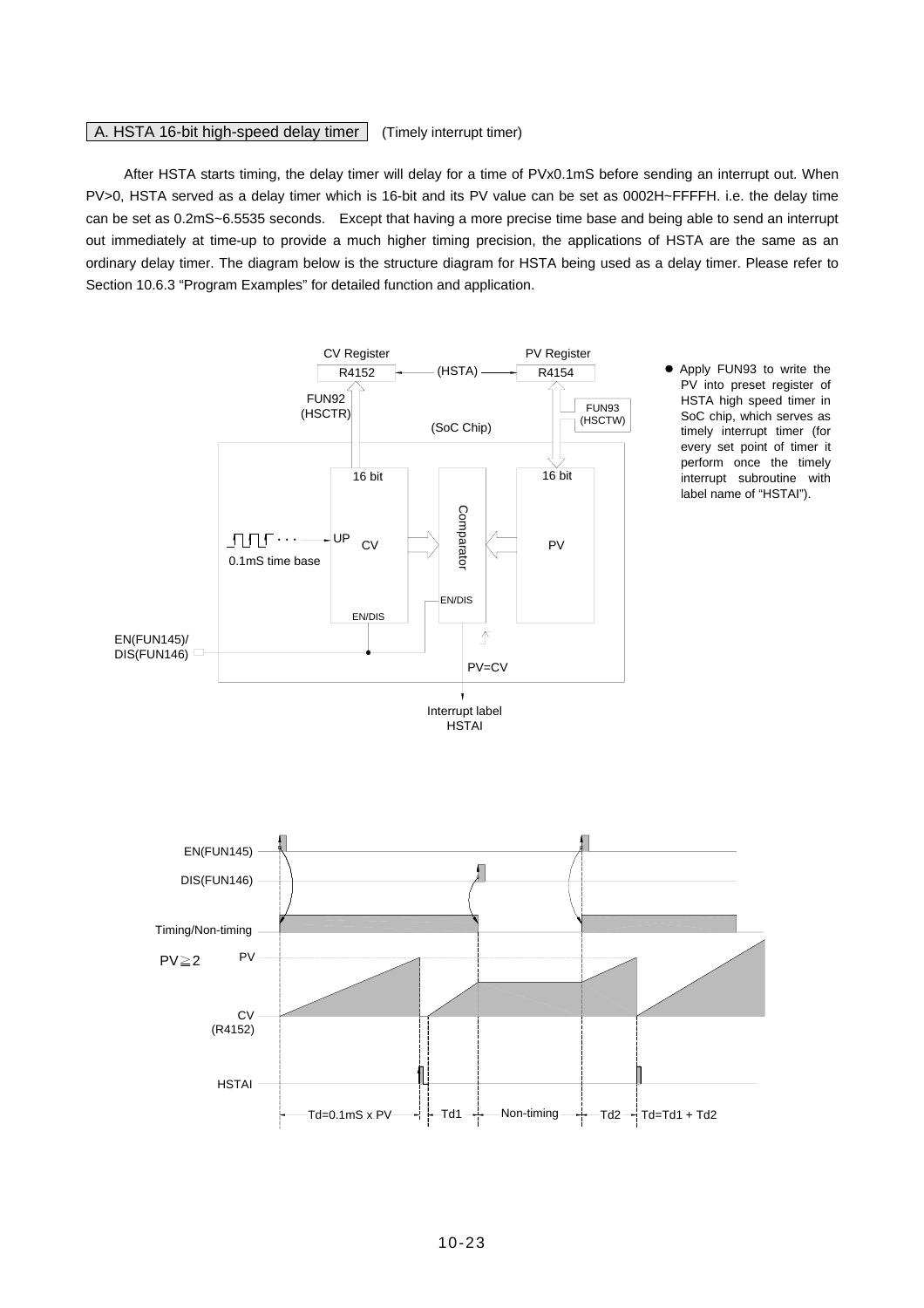### A. HSTA 16-bit high-speed delay timer (Timely interrupt timer)

After HSTA starts timing, the delay timer will delay for a time of PVx0.1mS before sending an interrupt out. When PV>0, HSTA served as a delay timer which is 16-bit and its PV value can be set as 0002H~FFFFH. i.e. the delay time can be set as 0.2mS~6.5535 seconds. Except that having a more precise time base and being able to send an interrupt out immediately at time-up to provide a much higher timing precision, the applications of HSTA are the same as an ordinary delay timer. The diagram below is the structure diagram for HSTA being used as a delay timer. Please refer to Section 10.6.3 "Program Examples" for detailed function and application.

CV Register R4152 — (HSTA) — PV Register R4154

FUN92 (HSCTR) FUN93 (HSCTW)

(SoC Chip)

16 bit CV, UP, 0.1mS time base, EN/DIS — Comparator (EN/DIS) — 16 bit PV

EN(FUN145)/ DIS(FUN146)

PV=CV

Interrupt label HSTAI

- Apply FUN93 to write the PV into preset register of HSTA high speed timer in SoC chip, which serves as timely interrupt timer (for every set point of timer it perform once the timely interrupt subroutine with label name of "HSTAI").

EN(FUN145)

DIS(FUN146)

Timing/Non-timing

$PV \geqq 2$ PV

CV (R4152)

HSTAI

Td=0.1mS x PV | Td1 | Non-timing | Td2 | Td=Td1 + Td2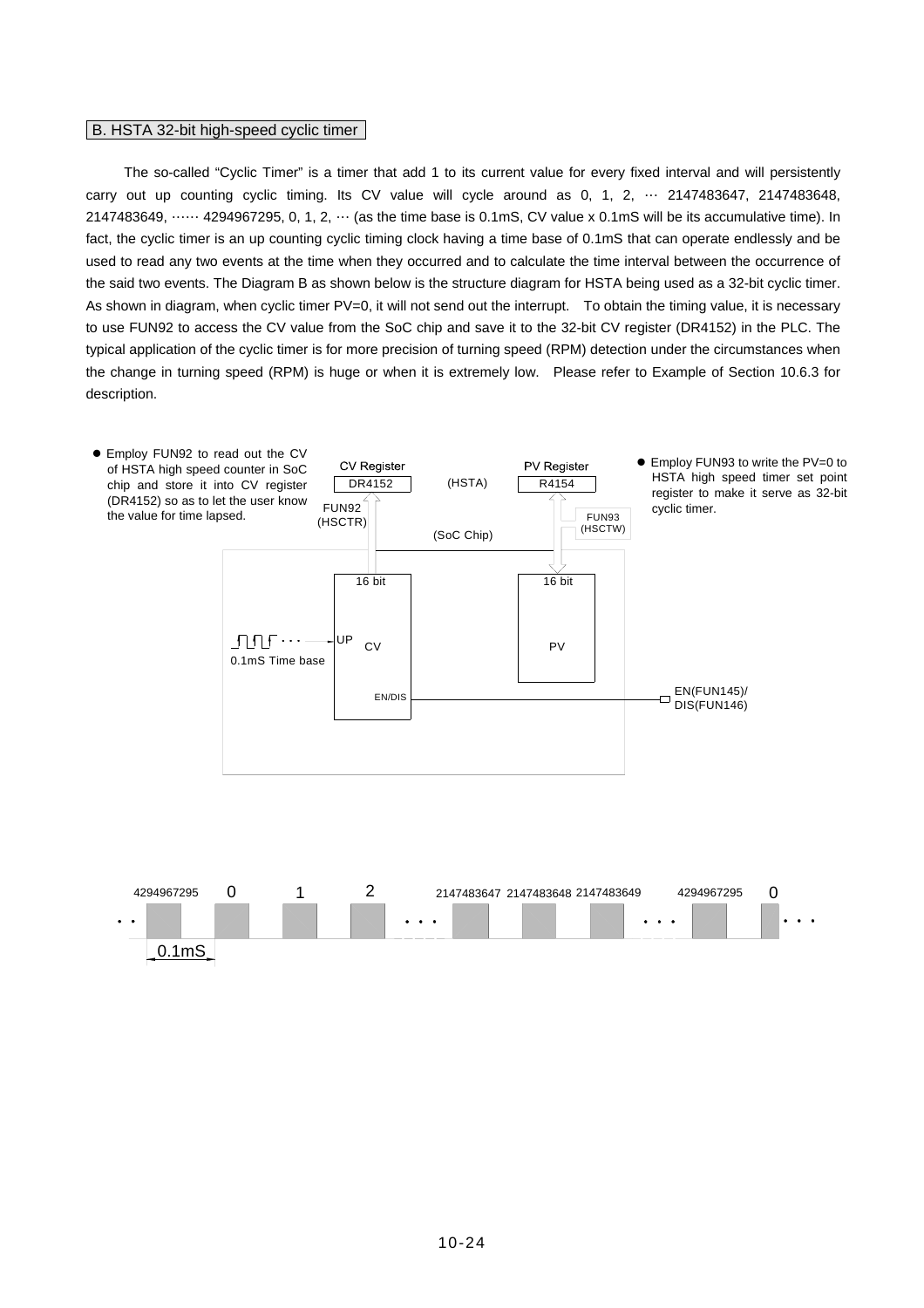## B. HSTA 32-bit high-speed cyclic timer

The so-called "Cyclic Timer" is a timer that add 1 to its current value for every fixed interval and will persistently carry out up counting cyclic timing. Its CV value will cycle around as 0, 1, 2, ··· 2147483647, 2147483648, 2147483649, ······ 4294967295, 0, 1, 2, ··· (as the time base is 0.1mS, CV value x 0.1mS will be its accumulative time). In fact, the cyclic timer is an up counting cyclic timing clock having a time base of 0.1mS that can operate endlessly and be used to read any two events at the time when they occurred and to calculate the time interval between the occurrence of the said two events. The Diagram B as shown below is the structure diagram for HSTA being used as a 32-bit cyclic timer. As shown in diagram, when cyclic timer PV=0, it will not send out the interrupt. To obtain the timing value, it is necessary to use FUN92 to access the CV value from the SoC chip and save it to the 32-bit CV register (DR4152) in the PLC. The typical application of the cyclic timer is for more precision of turning speed (RPM) detection under the circumstances when the change in turning speed (RPM) is huge or when it is extremely low. Please refer to Example of Section 10.6.3 for description.

- Employ FUN92 to read out the CV of HSTA high speed counter in SoC chip and store it into CV register (DR4152) so as to let the user know the value for time lapsed.
- Employ FUN93 to write the PV=0 to HSTA high speed timer set point register to make it serve as 32-bit cyclic timer.

CV Register DR4152 — FUN92 (HSCTR) — (HSTA) — PV Register R4154 — FUN93 (HSCTW) — (SoC Chip) — 16 bit CV — 16 bit PV — UP — 0.1mS Time base — EN/DIS — EN(FUN145)/ DIS(FUN146)

4294967295 0 1 2 ··· 2147483647 2147483648 2147483649 ··· 4294967295 0 ···

0.1mS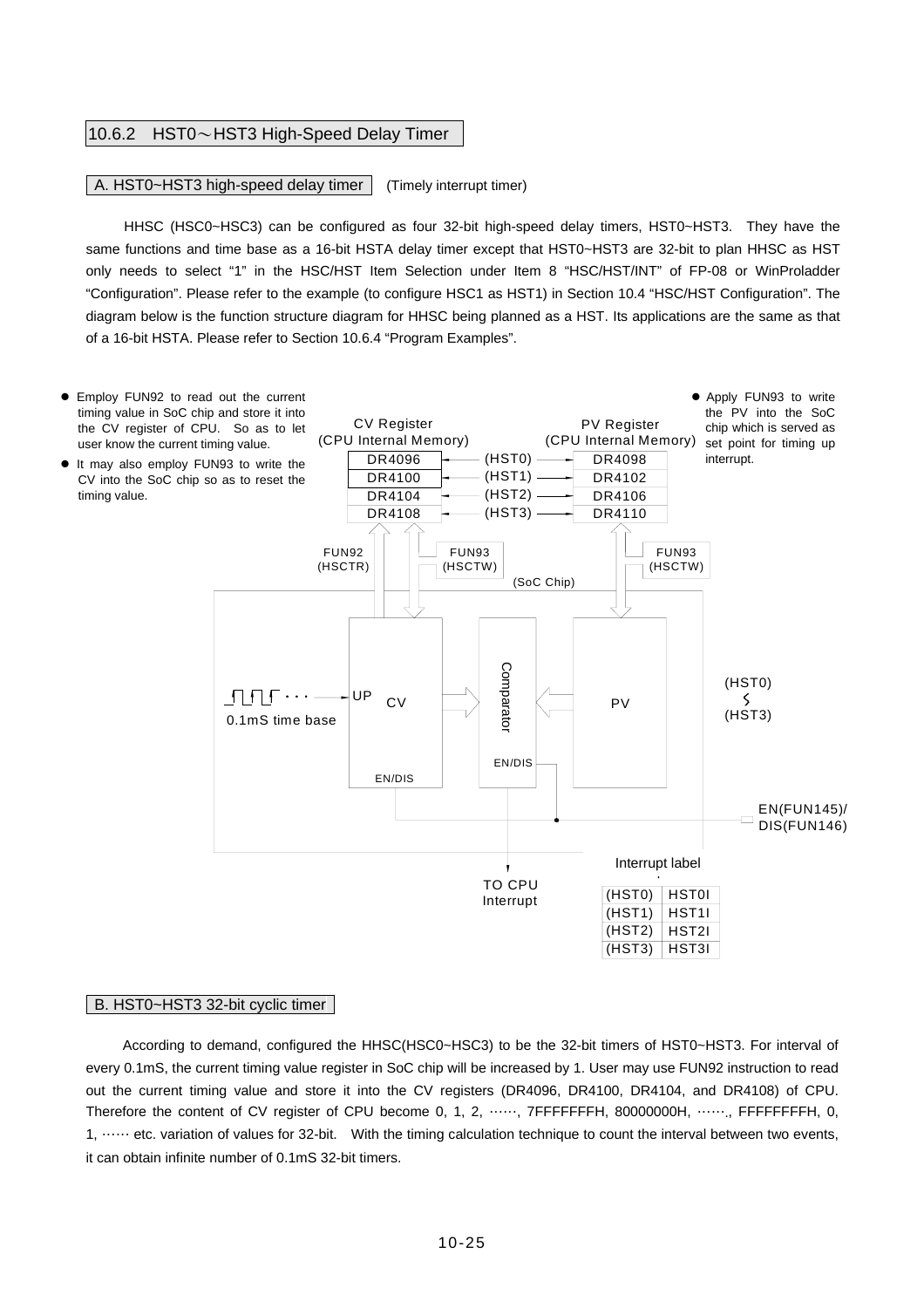## 10.6.2 HST0～HST3 High-Speed Delay Timer

### A. HST0~HST3 high-speed delay timer (Timely interrupt timer)

HHSC (HSC0~HSC3) can be configured as four 32-bit high-speed delay timers, HST0~HST3. They have the same functions and time base as a 16-bit HSTA delay timer except that HST0~HST3 are 32-bit to plan HHSC as HST only needs to select “1” in the HSC/HST Item Selection under Item 8 “HSC/HST/INT” of FP-08 or WinProladder “Configuration”. Please refer to the example (to configure HSC1 as HST1) in Section 10.4 “HSC/HST Configuration”. The diagram below is the function structure diagram for HHSC being planned as a HST. Its applications are the same as that of a 16-bit HSTA. Please refer to Section 10.6.4 “Program Examples”.

- Employ FUN92 to read out the current timing value in SoC chip and store it into the CV register of CPU. So as to let user know the current timing value.
- It may also employ FUN93 to write the CV into the SoC chip so as to reset the timing value.
- Apply FUN93 to write the PV into the SoC chip which is served as set point for timing up interrupt.

| CV Register (CPU Internal Memory) | | PV Register (CPU Internal Memory) |
|---|---|---|
| DR4096 | (HST0) | DR4098 |
| DR4100 | (HST1) | DR4102 |
| DR4104 | (HST2) | DR4106 |
| DR4108 | (HST3) | DR4110 |

FUN92 (HSCTR), FUN93 (HSCTW), FUN93 (HSCTW), (SoC Chip)

0.1mS time base → UP CV → Comparator ← PV (HST0 ～ HST3)

EN/DIS — EN(FUN145)/DIS(FUN146)

TO CPU Interrupt

Interrupt label

| | |
|---|---|
| (HST0) | HST0I |
| (HST1) | HST1I |
| (HST2) | HST2I |
| (HST3) | HST3I |

### B. HST0~HST3 32-bit cyclic timer

According to demand, configured the HHSC(HSC0~HSC3) to be the 32-bit timers of HST0~HST3. For interval of every 0.1mS, the current timing value register in SoC chip will be increased by 1. User may use FUN92 instruction to read out the current timing value and store it into the CV registers (DR4096, DR4100, DR4104, and DR4108) of CPU. Therefore the content of CV register of CPU become 0, 1, 2, ……, 7FFFFFFFH, 80000000H, ……., FFFFFFFFH, 0, 1, …… etc. variation of values for 32-bit. With the timing calculation technique to count the interval between two events, it can obtain infinite number of 0.1mS 32-bit timers.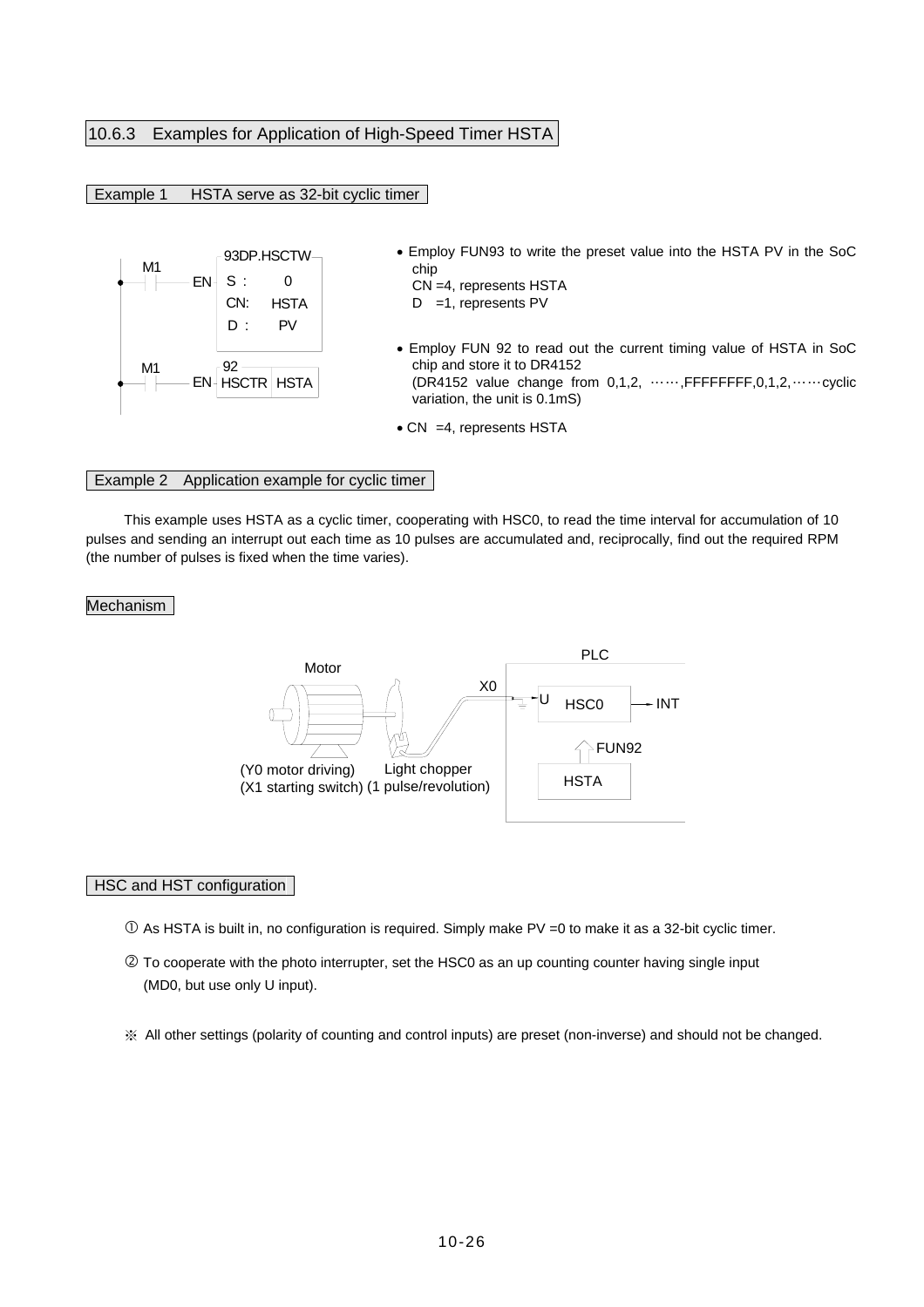## 10.6.3 Examples for Application of High-Speed Timer HSTA

**Example 1 HSTA serve as 32-bit cyclic timer**

```
M1          93DP.HSCTW
──┤ ├── EN  S :   0
            CN:  HSTA
            D :   PV

M1          92
──┤ ├── EN  HSCTR  HSTA
```

- Employ FUN93 to write the preset value into the HSTA PV in the SoC chip
  CN =4, represents HSTA
  D =1, represents PV

- Employ FUN 92 to read out the current timing value of HSTA in SoC chip and store it to DR4152
  (DR4152 value change from 0,1,2, ……,FFFFFFFF,0,1,2,……cyclic variation, the unit is 0.1mS)

- CN =4, represents HSTA

**Example 2 Application example for cyclic timer**

This example uses HSTA as a cyclic timer, cooperating with HSC0, to read the time interval for accumulation of 10 pulses and sending an interrupt out each time as 10 pulses are accumulated and, reciprocally, find out the required RPM (the number of pulses is fixed when the time varies).

**Mechanism**

Motor (Y0 motor driving) (X1 starting switch) — Light chopper (1 pulse/revolution) — X0 → PLC: U → HSC0 → INT; HSTA → FUN92 → HSC0

**HSC and HST configuration**

① As HSTA is built in, no configuration is required. Simply make PV =0 to make it as a 32-bit cyclic timer.

② To cooperate with the photo interrupter, set the HSC0 as an up counting counter having single input (MD0, but use only U input).

※ All other settings (polarity of counting and control inputs) are preset (non-inverse) and should not be changed.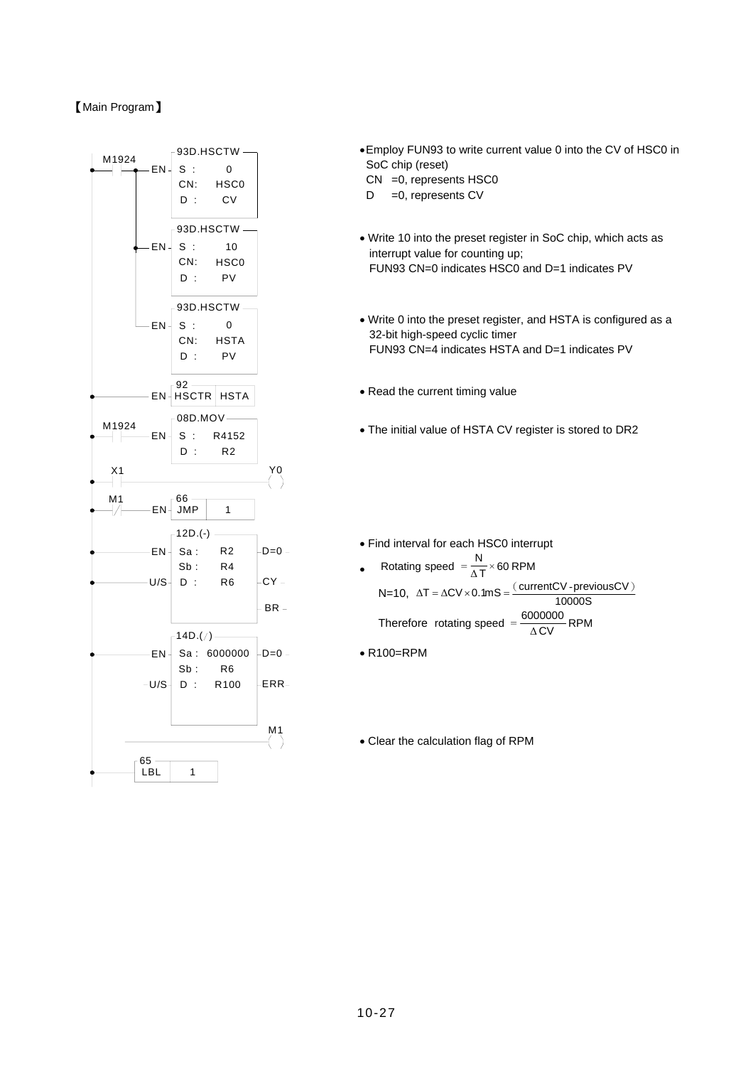【Main Program】

```
M1924          93D.HSCTW
--| |----+--EN- S :   0          • Employ FUN93 to write current value 0 into the CV of HSC0 in
         |      CN:   HSC0         SoC chip (reset)
         |      D :   CV           CN  =0, represents HSC0
         |                         D   =0, represents CV
         |     93D.HSCTW
         +--EN- S :   10         • Write 10 into the preset register in SoC chip, which acts as
         |      CN:   HSC0         interrupt value for counting up;
         |      D :   PV           FUN93 CN=0 indicates HSC0 and D=1 indicates PV
         |
         |     93D.HSCTW
         +--EN- S :   0          • Write 0 into the preset register, and HSTA is configured as a
                CN:   HSTA         32-bit high-speed cyclic timer
                D :   PV           FUN93 CN=4 indicates HSTA and D=1 indicates PV

               92
-------------EN- HSCTR  HSTA     • Read the current timing value

M1924          08D.MOV
--| |--------EN- S :  R4152      • The initial value of HSTA CV register is stored to DR2
                 D :  R2

 X1                                Y0
--| |-------------------------------( )

 M1            66
--|/|--------EN- JMP   1

               12D.(-)
-------------EN- Sa :  R2   -D=0   • Find interval for each HSC0 interrupt
                 Sb :  R4
-------------U/S- D :  R6   -CY
                            -BR

               14D.(/)
-------------EN- Sa : 6000000 -D=0 • R100=RPM
                 Sb :  R6
            -U/S- D :  R100   -ERR

                                   M1
            ------------------------( )   • Clear the calculation flag of RPM

          65
---------- LBL   1
```

- Rotating speed $= \dfrac{N}{\Delta T} \times 60$ RPM

  N=10, $\Delta T = \Delta CV \times 0.1mS = \dfrac{(\text{currentCV} - \text{previousCV})}{10000S}$

  Therefore rotating speed $= \dfrac{6000000}{\Delta CV}$ RPM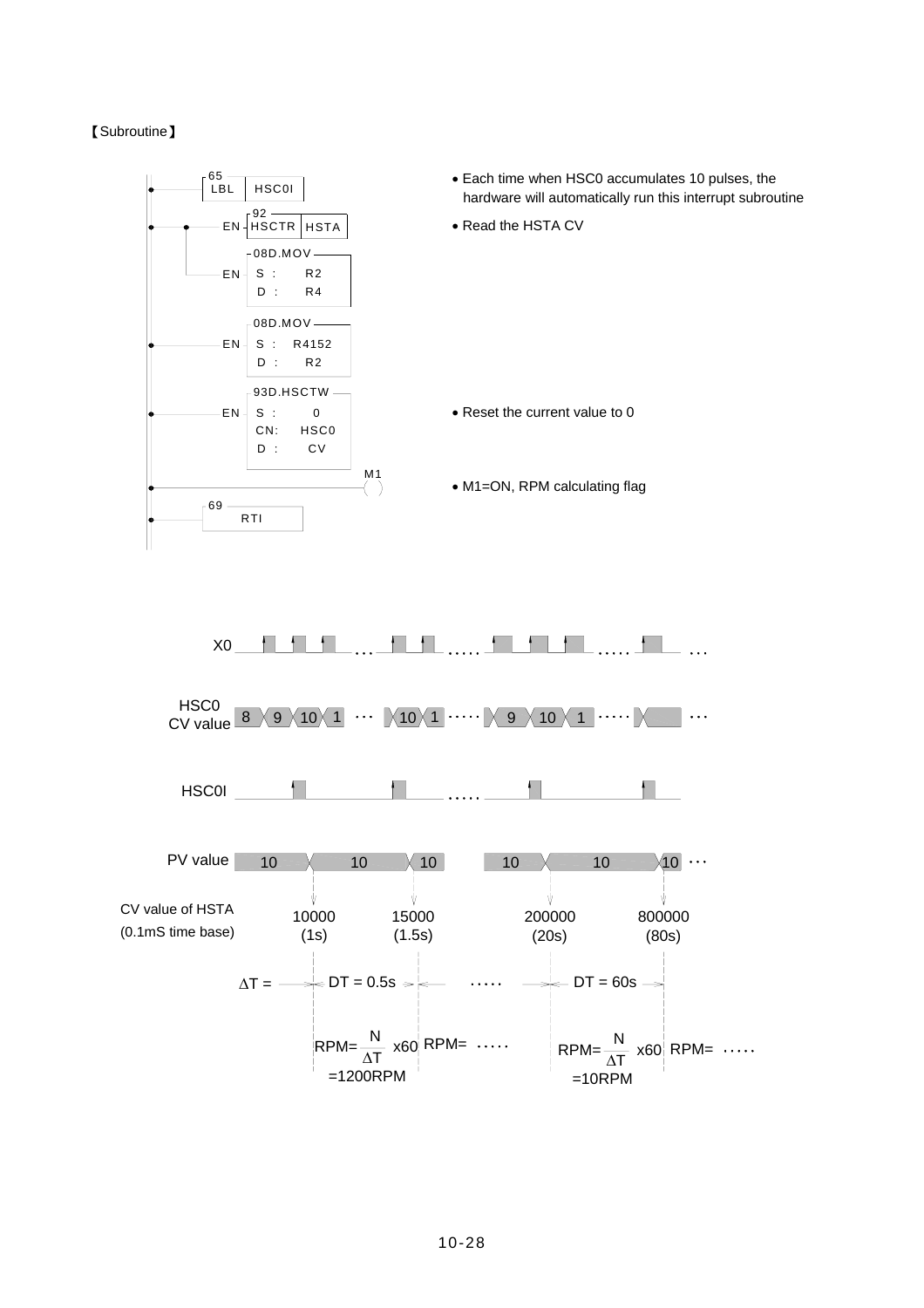【Subroutine】

```
65
LBL  HSC0I                          • Each time when HSC0 accumulates 10 pulses, the
                                      hardware will automatically run this interrupt subroutine
    92
EN  HSCTR  HSTA                     • Read the HSTA CV

    08D.MOV
EN  S :  R2
    D :  R4

    08D.MOV
EN  S :  R4152
    D :  R2

    93D.HSCTW
EN  S :   0                         • Reset the current value to 0
    CN:  HSC0
    D :   CV

                      M1
                     ( )            • M1=ON, RPM calculating flag
69
RTI
```

X0

HSC0 CV value: 8, 9, 10, 1 … 10, 1 ….. 9, 10, 1 ….. …

HSC0I

PV value: 10, 10, 10, 10, 10, 10 …

CV value of HSTA (0.1mS time base): 10000 (1s), 15000 (1.5s), 200000 (20s), 800000 (80s)

$\Delta T$ = DT = 0.5s ….. DT = 60s

$RPM = \frac{N}{\Delta T} \times 60$ =1200RPM, RPM= …..

$RPM = \frac{N}{\Delta T} \times 60$ =10RPM, RPM= …..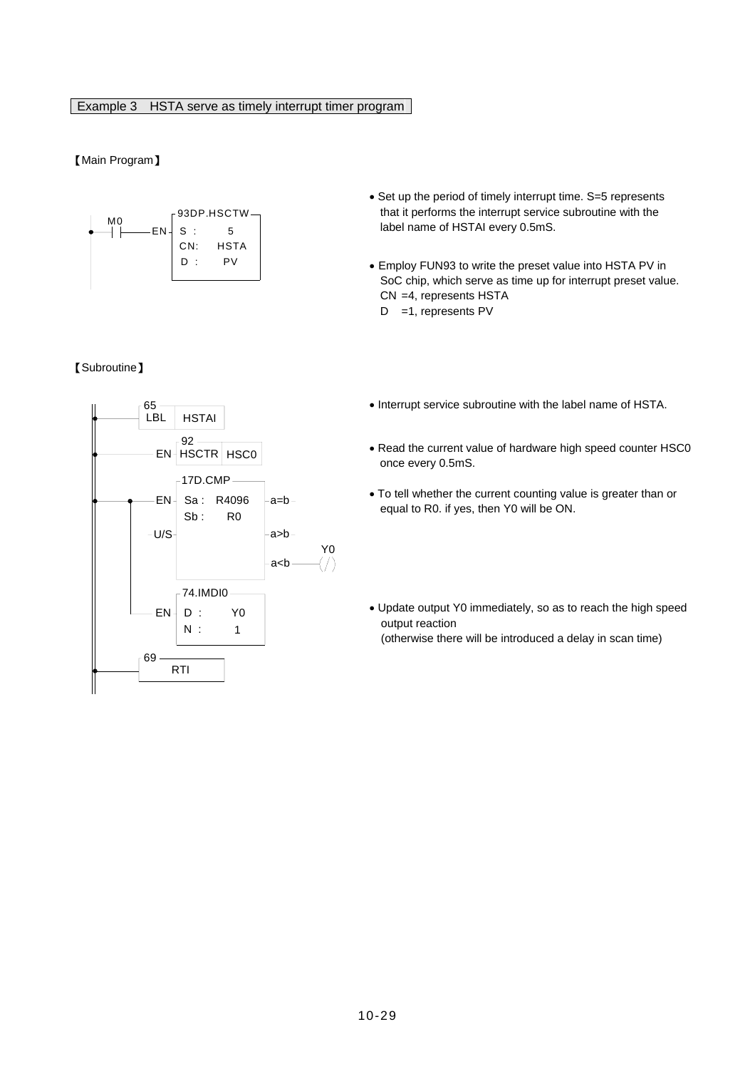Example 3 HSTA serve as timely interrupt timer program

【Main Program】

```
        M0              93DP.HSCTW
  ──┤ ├──────EN─ S  :     5
                 CN:    HSTA
                 D  :    PV
```

- Set up the period of timely interrupt time. S=5 represents that it performs the interrupt service subroutine with the label name of HSTAI every 0.5mS.
- Employ FUN93 to write the preset value into HSTA PV in SoC chip, which serve as time up for interrupt preset value.
  CN =4, represents HSTA
  D =1, represents PV

【Subroutine】

```
  65
  LBL  HSTAI

       92
  EN  HSCTR  HSC0

       17D.CMP
  EN   Sa :  R4096   a=b
       Sb :   R0
  U/S                a>b
                                Y0
                     a<b ────(/)

       74.IMDI0
  EN   D :   Y0
       N :    1

  69
       RTI
```

- Interrupt service subroutine with the label name of HSTA.
- Read the current value of hardware high speed counter HSC0 once every 0.5mS.
- To tell whether the current counting value is greater than or equal to R0. if yes, then Y0 will be ON.
- Update output Y0 immediately, so as to reach the high speed output reaction
  (otherwise there will be introduced a delay in scan time)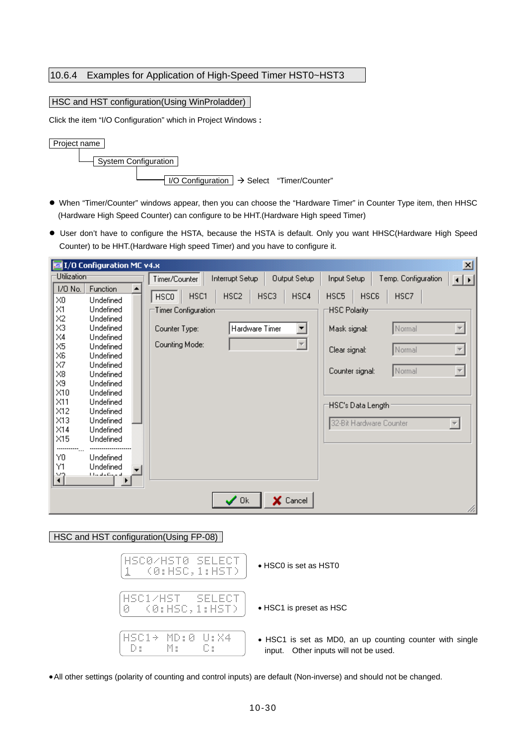## 10.6.4 Examples for Application of High-Speed Timer HST0~HST3

### HSC and HST configuration(Using WinProladder)

Click the item "I/O Configuration" which in Project Windows **:**

Project name
 └ System Configuration
  └ I/O Configuration → Select "Timer/Counter"

- When "Timer/Counter" windows appear, then you can choose the "Hardware Timer" in Counter Type item, then HHSC (Hardware High Speed Counter) can configure to be HHT.(Hardware High speed Timer)
- User don't have to configure the HSTA, because the HSTA is default. Only you want HHSC(Hardware High Speed Counter) to be HHT.(Hardware High speed Timer) and you have to configure it.

I/O Configuration MC v4.x

| I/O No. | Function |
|---|---|
| X0 | Undefined |
| X1 | Undefined |
| X2 | Undefined |
| X3 | Undefined |
| X4 | Undefined |
| X5 | Undefined |
| X6 | Undefined |
| X7 | Undefined |
| X8 | Undefined |
| X9 | Undefined |
| X10 | Undefined |
| X11 | Undefined |
| X12 | Undefined |
| X13 | Undefined |
| X14 | Undefined |
| X15 | Undefined |
| Y0 | Undefined |
| Y1 | Undefined |

Tabs: Timer/Counter | Interrupt Setup | Output Setup | Input Setup | Temp. Configuration

HSC0 | HSC1 | HSC2 | HSC3 | HSC4 | HSC5 | HSC6 | HSC7

Timer Configuration
- Counter Type: Hardware Timer
- Counting Mode:

HSC Polarity
- Mask signal: Normal
- Clear signal: Normal
- Counter signal: Normal

HSC's Data Length: 32-Bit Hardware Counter

Ok | Cancel

### HSC and HST configuration(Using FP-08)

```
HSC0/HST0 SELECT
1   (0:HSC,1:HST)
```

- HSC0 is set as HST0

```
HSC1/HST  SELECT
0   (0:HSC,1:HST)
```

- HSC1 is preset as HSC

```
HSC1→ MD:0  U:X4
 D:    M:    C:
```

- HSC1 is set as MD0, an up counting counter with single input. Other inputs will not be used.

- All other settings (polarity of counting and control inputs) are default (Non-inverse) and should not be changed.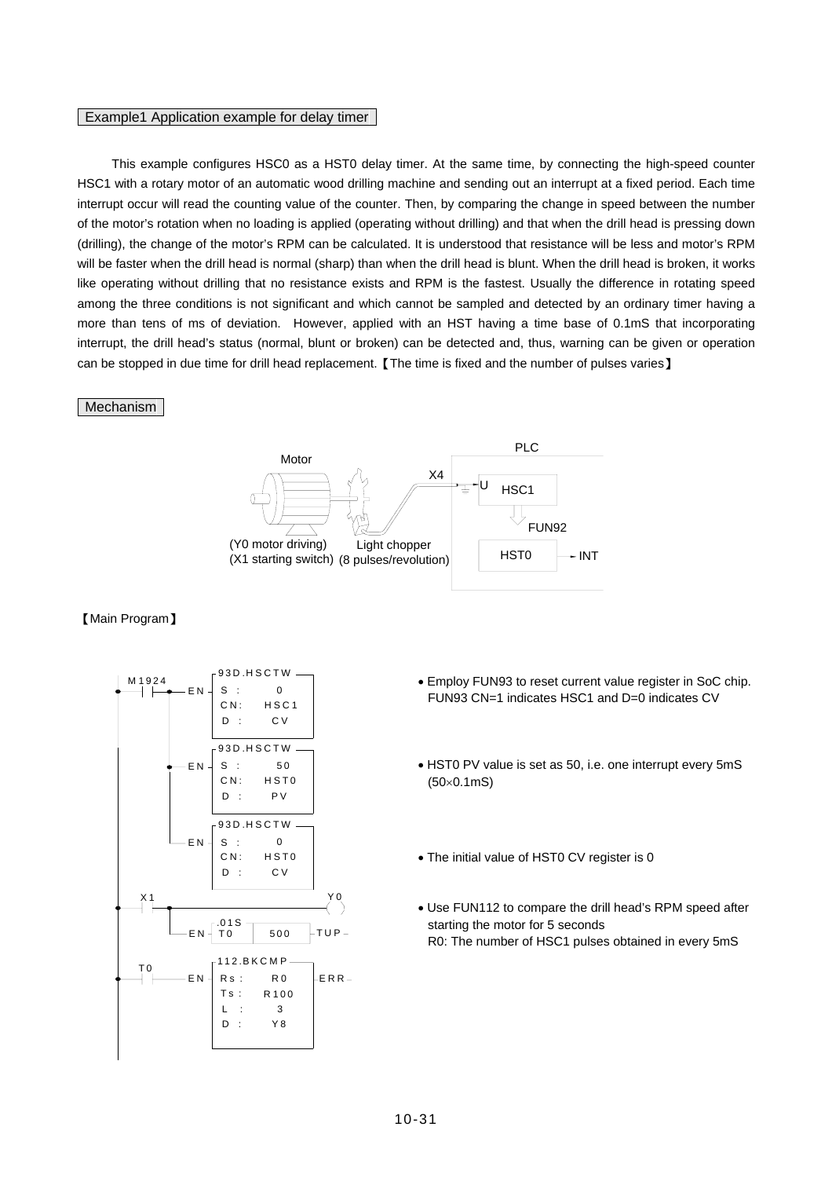Example1 Application example for delay timer

This example configures HSC0 as a HST0 delay timer. At the same time, by connecting the high-speed counter HSC1 with a rotary motor of an automatic wood drilling machine and sending out an interrupt at a fixed period. Each time interrupt occur will read the counting value of the counter. Then, by comparing the change in speed between the number of the motor's rotation when no loading is applied (operating without drilling) and that when the drill head is pressing down (drilling), the change of the motor's RPM can be calculated. It is understood that resistance will be less and motor's RPM will be faster when the drill head is normal (sharp) than when the drill head is blunt. When the drill head is broken, it works like operating without drilling that no resistance exists and RPM is the fastest. Usually the difference in rotating speed among the three conditions is not significant and which cannot be sampled and detected by an ordinary timer having a more than tens of ms of deviation. However, applied with an HST having a time base of 0.1mS that incorporating interrupt, the drill head's status (normal, blunt or broken) can be detected and, thus, warning can be given or operation can be stopped in due time for drill head replacement.【The time is fixed and the number of pulses varies】

Mechanism

Motor — X4 — PLC: U → HSC1 → FUN92 → HST0 → INT

(Y0 motor driving)
(X1 starting switch)

Light chopper
(8 pulses/revolution)

【Main Program】

```
M1924
--| |----+--EN- 93D.HSCTW  S : 0     CN: HSC1  D : CV
         +--EN- 93D.HSCTW  S : 50    CN: HST0  D : PV
         +--EN- 93D.HSCTW  S : 0     CN: HST0  D : CV

X1
--| |----+------------------------------------( Y0 )
         +--EN- T0 .01S 500 -TUP-

T0
--| |-------EN- 112.BKCMP  Rs: R0  Ts: R100  L : 3  D : Y8  -ERR-
```

- Employ FUN93 to reset current value register in SoC chip. FUN93 CN=1 indicates HSC1 and D=0 indicates CV
- HST0 PV value is set as 50, i.e. one interrupt every 5mS ($50 \times 0.1$mS)
- The initial value of HST0 CV register is 0
- Use FUN112 to compare the drill head's RPM speed after starting the motor for 5 seconds
  R0: The number of HSC1 pulses obtained in every 5mS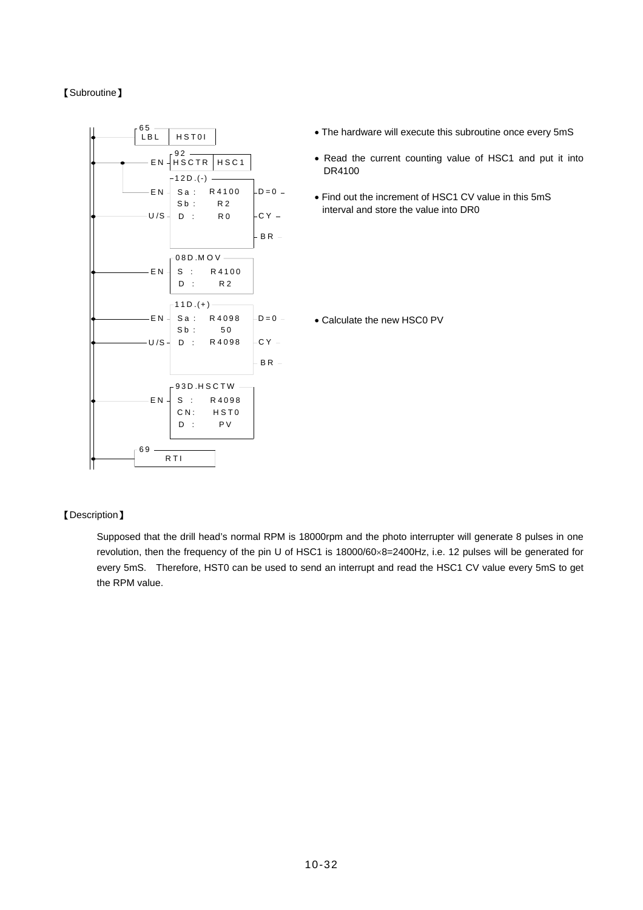【Subroutine】

```
65
LBL   HST0I                    • The hardware will execute this subroutine once every 5mS

 92
EN─HSCTR  HSC1                 • Read the current counting value of HSC1 and put it into
                                 DR4100
 12D.(-)
EN   Sa :  R4100   D=0         • Find out the increment of HSC1 CV value in this 5mS
     Sb :  R2                    interval and store the value into DR0
U/S  D  :  R0      CY
                   BR

 08D.MOV
EN   S  :  R4100
     D  :  R2

 11D.(+)
EN   Sa :  R4098   D=0         • Calculate the new HSC0 PV
     Sb :  50
U/S  D  :  R4098   CY
                   BR

 93D.HSCTW
EN   S  :  R4098
     CN :  HST0
     D  :  PV

69
RTI
```

【Description】

Supposed that the drill head's normal RPM is 18000rpm and the photo interrupter will generate 8 pulses in one revolution, then the frequency of the pin U of HSC1 is 18000/60×8=2400Hz, i.e. 12 pulses will be generated for every 5mS. Therefore, HST0 can be used to send an interrupt and read the HSC1 CV value every 5mS to get the RPM value.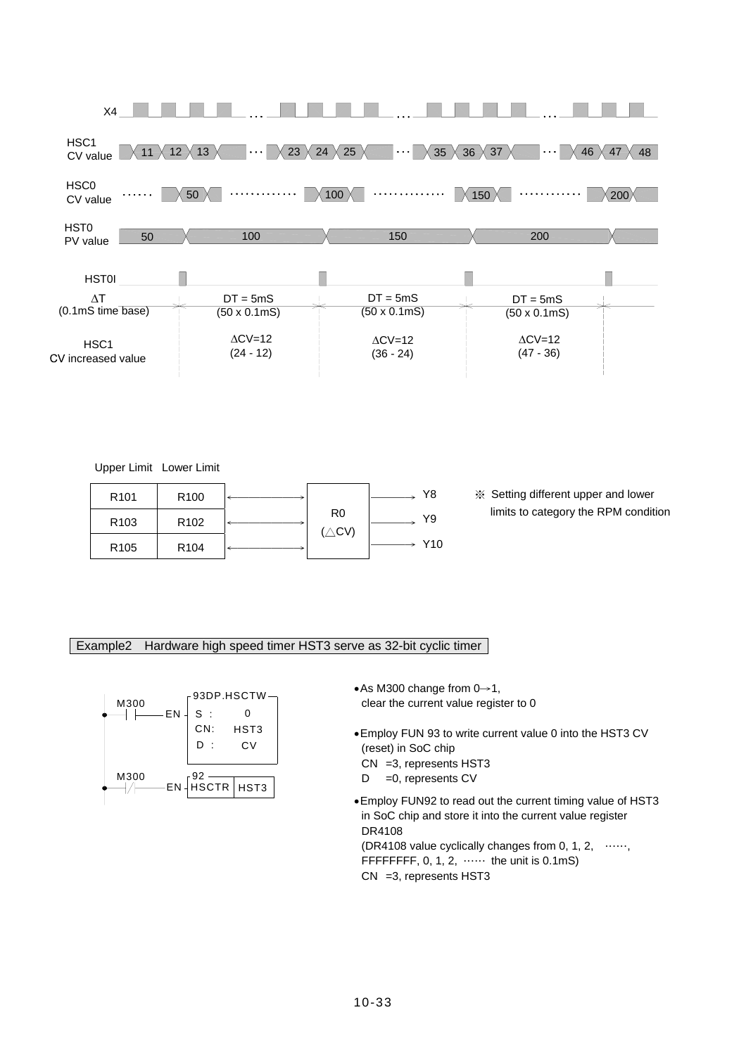X4

HSC1 CV value: 11, 12, 13 … 23, 24, 25 … 35, 36, 37 … 46, 47, 48

HSC0 CV value: …… 50 …… 100 …… 150 …… 200

HST0 PV value: 50, 100, 150, 200

HST0I

| | | | |
|---|---|---|---|
| $\Delta T$ (0.1mS time base) | DT = 5mS (50 x 0.1mS) | DT = 5mS (50 x 0.1mS) | DT = 5mS (50 x 0.1mS) |
| HSC1 CV increased value | $\Delta$CV=12 (24 - 12) | $\Delta$CV=12 (36 - 24) | $\Delta$CV=12 (47 - 36) |

| Upper Limit | Lower Limit | | R0 | Output |
|---|---|---|---|---|
| R101 | R100 | ↔ | R0 ($\triangle$CV) | → Y8 |
| R103 | R102 | ↔ | | → Y9 |
| R105 | R104 | ↔ | | → Y10 |

※ Setting different upper and lower limits to category the RPM condition

Example2 Hardware high speed timer HST3 serve as 32-bit cyclic timer

```
M300
─┤ ├──EN ┤93DP.HSCTW
          S :   0
          CN:   HST3
          D :   CV

M300
─┤/├──EN ┤92 HSCTR │ HST3
```

- As M300 change from 0→1, clear the current value register to 0
- Employ FUN 93 to write current value 0 into the HST3 CV (reset) in SoC chip
  CN =3, represents HST3
  D =0, represents CV
- Employ FUN92 to read out the current timing value of HST3 in SoC chip and store it into the current value register DR4108
  (DR4108 value cyclically changes from 0, 1, 2, ……, FFFFFFFF, 0, 1, 2, …… the unit is 0.1mS)
  CN =3, represents HST3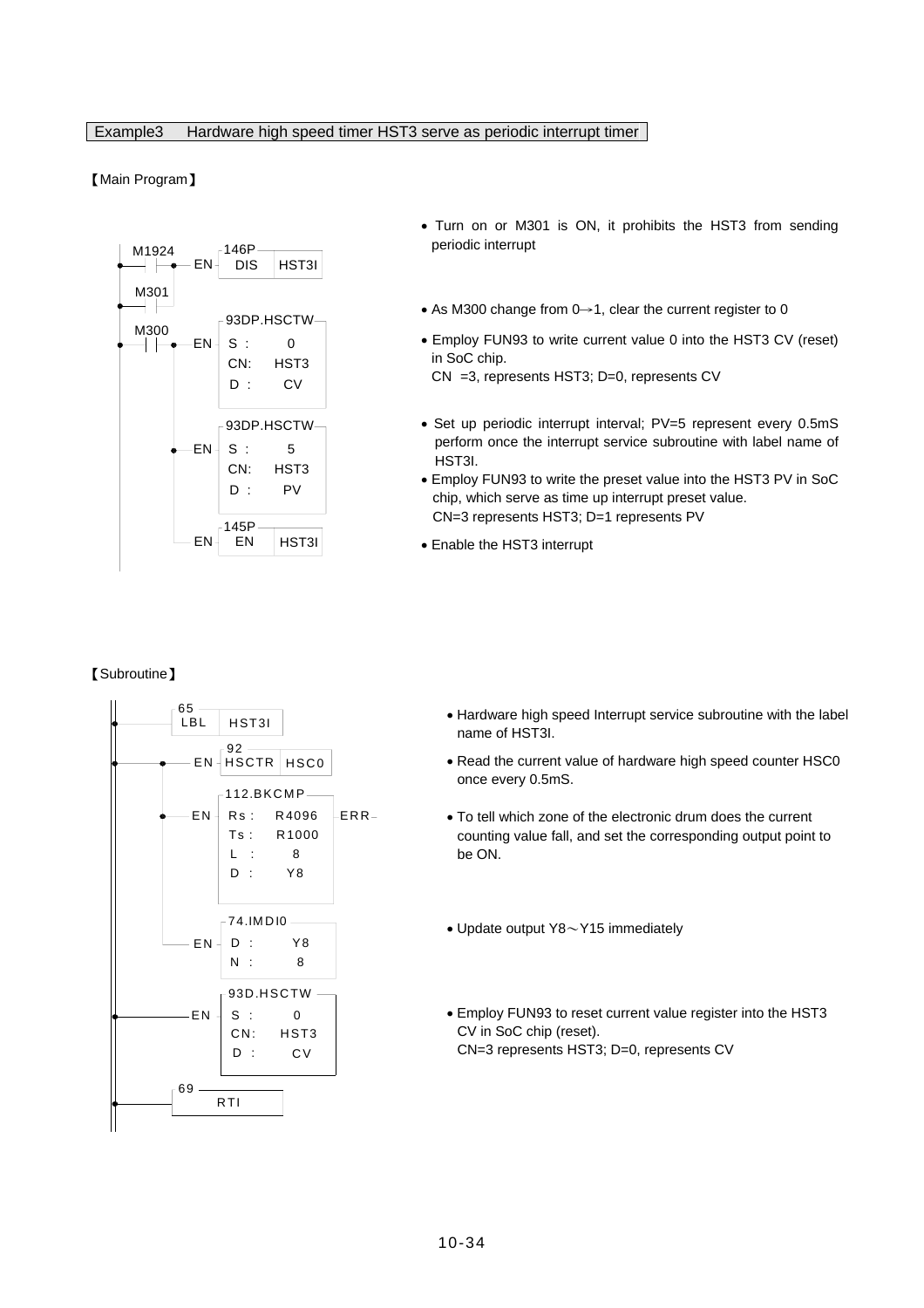Example3 Hardware high speed timer HST3 serve as periodic interrupt timer

【Main Program】

M1924

146P  
DIS HST3I

M301

M300

93DP.HSCTW  
S : 0  
CN: HST3  
D : CV

93DP.HSCTW  
S : 5  
CN: HST3  
D : PV

145P  
EN HST3I

- Turn on or M301 is ON, it prohibits the HST3 from sending periodic interrupt
- As M300 change from 0→1, clear the current register to 0
- Employ FUN93 to write current value 0 into the HST3 CV (reset) in SoC chip.  
  CN =3, represents HST3; D=0, represents CV
- Set up periodic interrupt interval; PV=5 represent every 0.5mS perform once the interrupt service subroutine with label name of HST3I.
- Employ FUN93 to write the preset value into the HST3 PV in SoC chip, which serve as time up interrupt preset value.  
  CN=3 represents HST3; D=1 represents PV
- Enable the HST3 interrupt

【Subroutine】

65  
LBL HST3I

92  
HSCTR HSC0

112.BKCMP  
Rs : R4096 ERR  
Ts : R1000  
L : 8  
D : Y8

74.IMDI0  
D : Y8  
N : 8

93D.HSCTW  
S : 0  
CN: HST3  
D : CV

69  
RTI

- Hardware high speed Interrupt service subroutine with the label name of HST3I.
- Read the current value of hardware high speed counter HSC0 once every 0.5mS.
- To tell which zone of the electronic drum does the current counting value fall, and set the corresponding output point to be ON.
- Update output Y8～Y15 immediately
- Employ FUN93 to reset current value register into the HST3 CV in SoC chip (reset).  
  CN=3 represents HST3; D=0, represents CV